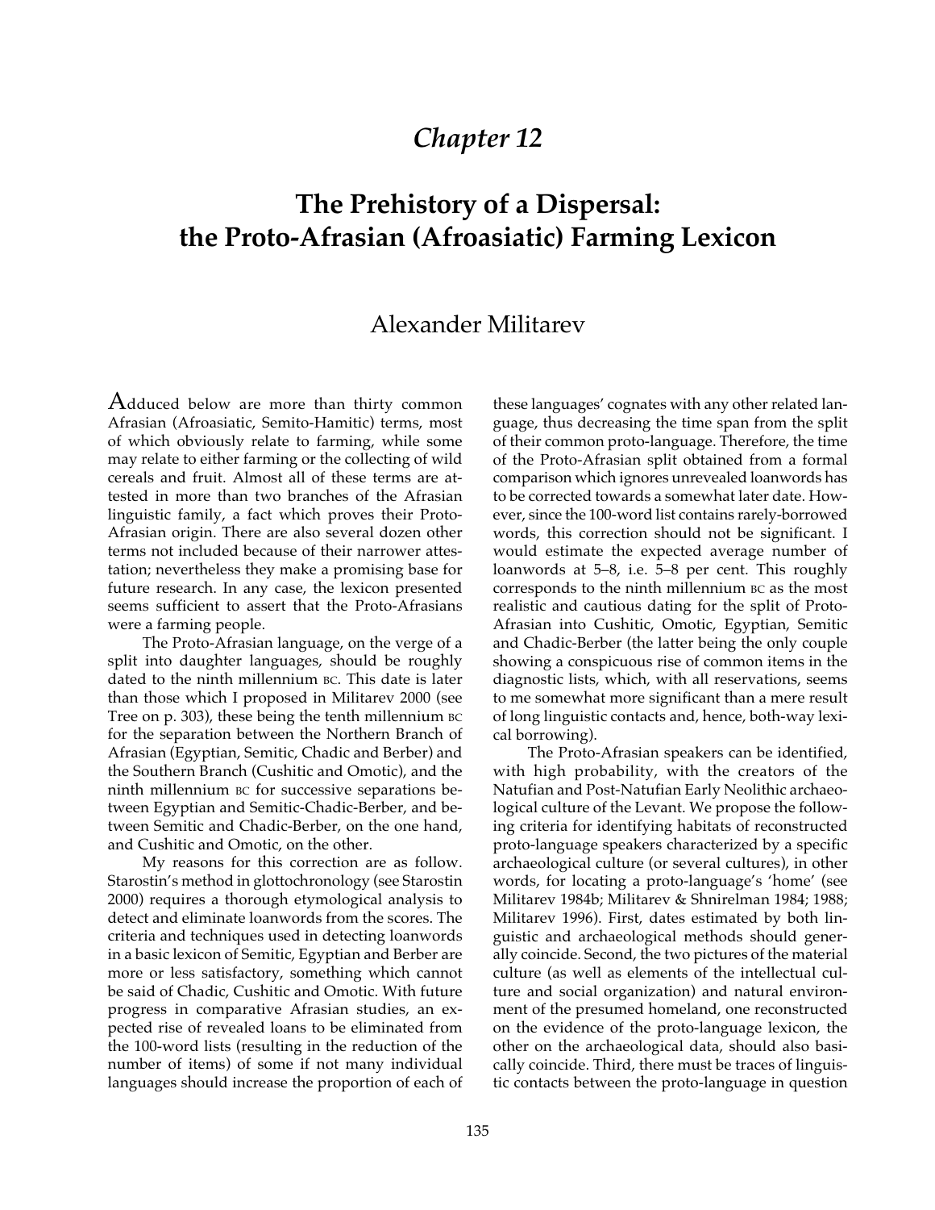# Chapter 12

# The Prehistory of a Dispersal: the Proto-Afrasian (Afroasiatic) Farming Lexicon

## Alexander Militarev

Adduced below are more than thirty common Afrasian (Afroasiatic, Semito-Hamitic) terms, most of which obviously relate to farming, while some may relate to either farming or the collecting of wild cereals and fruit. Almost all of these terms are attested in more than two branches of the Afrasian linguistic family, a fact which proves their Proto-Afrasian origin. There are also several dozen other terms not included because of their narrower attestation; nevertheless they make a promising base for future research. In any case, the lexicon presented seems sufficient to assert that the Proto-Afrasians were a farming people.

The Proto-Afrasian language, on the verge of a split into daughter languages, should be roughly dated to the ninth millennium BC. This date is later than those which I proposed in Militarev 2000 (see Tree on p. 303), these being the tenth millennium BC for the separation between the Northern Branch of Afrasian (Egyptian, Semitic, Chadic and Berber) and the Southern Branch (Cushitic and Omotic), and the ninth millennium BC for successive separations between Egyptian and Semitic-Chadic-Berber, and between Semitic and Chadic-Berber, on the one hand, and Cushitic and Omotic, on the other.

My reasons for this correction are as follow. Starostin's method in glottochronology (see Starostin 2000) requires a thorough etymological analysis to detect and eliminate loanwords from the scores. The criteria and techniques used in detecting loanwords in a basic lexicon of Semitic, Egyptian and Berber are more or less satisfactory, something which cannot be said of Chadic, Cushitic and Omotic. With future progress in comparative Afrasian studies, an expected rise of revealed loans to be eliminated from the 100-word lists (resulting in the reduction of the number of items) of some if not many individual languages should increase the proportion of each of these languages' cognates with any other related language, thus decreasing the time span from the split of their common proto-language. Therefore, the time of the Proto-Afrasian split obtained from a formal comparison which ignores unrevealed loanwords has to be corrected towards a somewhat later date. However, since the 100-word list contains rarely-borrowed words, this correction should not be significant. I would estimate the expected average number of loanwords at 5–8, i.e. 5–8 per cent. This roughly corresponds to the ninth millennium BC as the most realistic and cautious dating for the split of Proto-Afrasian into Cushitic, Omotic, Egyptian, Semitic and Chadic-Berber (the latter being the only couple showing a conspicuous rise of common items in the diagnostic lists, which, with all reservations, seems to me somewhat more significant than a mere result of long linguistic contacts and, hence, both-way lexical borrowing).

The Proto-Afrasian speakers can be identified, with high probability, with the creators of the Natufian and Post-Natufian Early Neolithic archaeological culture of the Levant. We propose the following criteria for identifying habitats of reconstructed proto-language speakers characterized by a specific archaeological culture (or several cultures), in other words, for locating a proto-language's 'home' (see Militarev 1984b; Militarev & Shnirelman 1984; 1988; Militarev 1996). First, dates estimated by both linguistic and archaeological methods should generally coincide. Second, the two pictures of the material culture (as well as elements of the intellectual culture and social organization) and natural environment of the presumed homeland, one reconstructed on the evidence of the proto-language lexicon, the other on the archaeological data, should also basically coincide. Third, there must be traces of linguistic contacts between the proto-language in question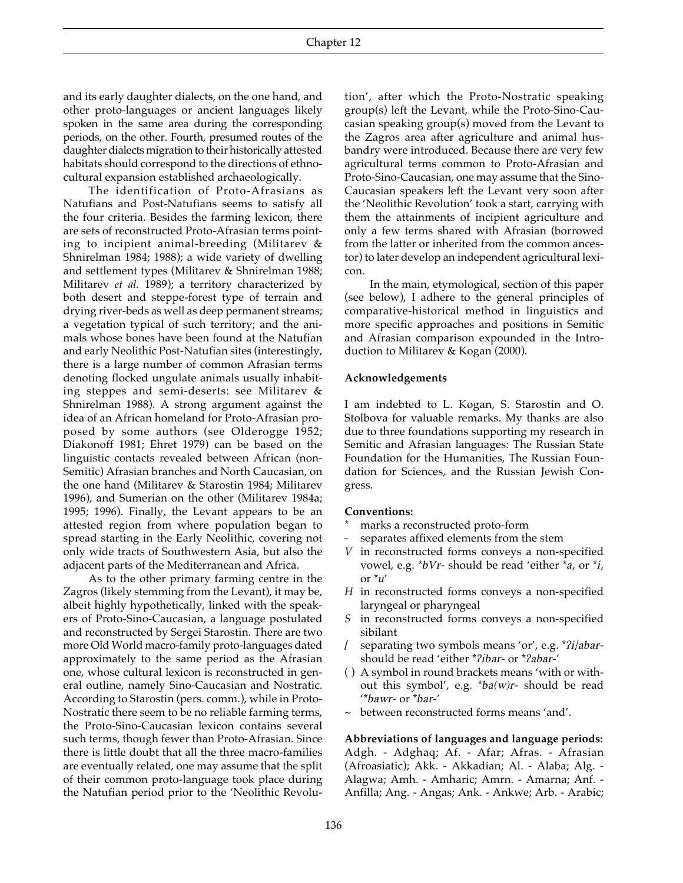and its early daughter dialects, on the one hand, and other proto-languages or ancient languages likely spoken in the same area during the corresponding periods, on the other. Fourth, presumed routes of the daughter dialects migration to their historically attested habitats should correspond to the directions of ethnocultural expansion established archaeologically.

The identification of Proto-Afrasians as Natufians and Post-Natufians seems to satisfy all the four criteria. Besides the farming lexicon, there are sets of reconstructed Proto-Afrasian terms pointing to incipient animal-breeding (Militarev & Shnirelman 1984; 1988); a wide variety of dwelling and settlement types (Militarev & Shnirelman 1988; Militarev *et al.* 1989); a territory characterized by both desert and steppe-forest type of terrain and drying river-beds as well as deep permanent streams; a vegetation typical of such territory; and the animals whose bones have been found at the Natufian and early Neolithic Post-Natufian sites (interestingly, there is a large number of common Afrasian terms denoting flocked ungulate animals usually inhabiting steppes and semi-deserts: see Militarev & Shnirelman 1988). A strong argument against the idea of an African homeland for Proto-Afrasian proposed by some authors (see Olderogge 1952; Diakonoff 1981; Ehret 1979) can be based on the linguistic contacts revealed between African (non-Semitic) Afrasian branches and North Caucasian, on the one hand (Militarev & Starostin 1984; Militarev 1996), and Sumerian on the other (Militarev 1984a; 1995; 1996). Finally, the Levant appears to be an attested region from where population began to spread starting in the Early Neolithic, covering not only wide tracts of Southwestern Asia, but also the adjacent parts of the Mediterranean and Africa.

As to the other primary farming centre in the Zagros (likely stemming from the Levant), it may be, albeit highly hypothetically, linked with the speakers of Proto-Sino-Caucasian, a language postulated and reconstructed by Sergei Starostin. There are two more Old World macro-family proto-languages dated approximately to the same period as the Afrasian one, whose cultural lexicon is reconstructed in general outline, namely Sino-Caucasian and Nostratic. According to Starostin (pers. comm.), while in Proto-Nostratic there seem to be no reliable farming terms, the Proto-Sino-Caucasian lexicon contains several such terms, though fewer than Proto-Afrasian. Since there is little doubt that all the three macro-families are eventually related, one may assume that the split of their common proto-language took place during the Natufian period prior to the 'Neolithic Revolution', after which the Proto-Nostratic speaking group(s) left the Levant, while the Proto-Sino-Caucasian speaking group(s) moved from the Levant to the Zagros area after agriculture and animal husbandry were introduced. Because there are very few agricultural terms common to Proto-Afrasian and Proto-Sino-Caucasian, one may assume that the Sino-Caucasian speakers left the Levant very soon after the 'Neolithic Revolution' took a start, carrying with them the attainments of incipient agriculture and only a few terms shared with Afrasian (borrowed from the latter or inherited from the common ancestor) to later develop an independent agricultural lexicon.

In the main, etymological, section of this paper (see below), I adhere to the general principles of comparative-historical method in linguistics and more specific approaches and positions in Semitic and Afrasian comparison expounded in the Introduction to Militarev & Kogan (2000).

**Acknowledgements**

I am indebted to L. Kogan, S. Starostin and O. Stolbova for valuable remarks. My thanks are also due to three foundations supporting my research in Semitic and Afrasian languages: The Russian State Foundation for the Humanities, The Russian Foundation for Sciences, and the Russian Jewish Congress.

**Conventions:**

- \* marks a reconstructed proto-form
- \- separates affixed elements from the stem
- *V* in reconstructed forms conveys a non-specified vowel, e.g. \**bVr-* should be read 'either \**a*, or \**i*, or \**u*'
- *H* in reconstructed forms conveys a non-specified laryngeal or pharyngeal
- *S* in reconstructed forms conveys a non-specified sibilant
- / separating two symbols means 'or', e.g. \**ʔi/abar-* should be read 'either \**ʔibar-* or \**ʔabar-*'
- ( ) A symbol in round brackets means 'with or without this symbol', e.g. \**ba(w)r-* should be read '\**bawr-* or \**bar-*'
- ~ between reconstructed forms means 'and'.

**Abbreviations of languages and language periods:**
Adgh. - Adghaq; Af. - Afar; Afras. - Afrasian (Afroasiatic); Akk. - Akkadian; Al. - Alaba; Alg. - Alagwa; Amh. - Amharic; Amrn. - Amarna; Anf. - Anfilla; Ang. - Angas; Ank. - Ankwe; Arb. - Arabic;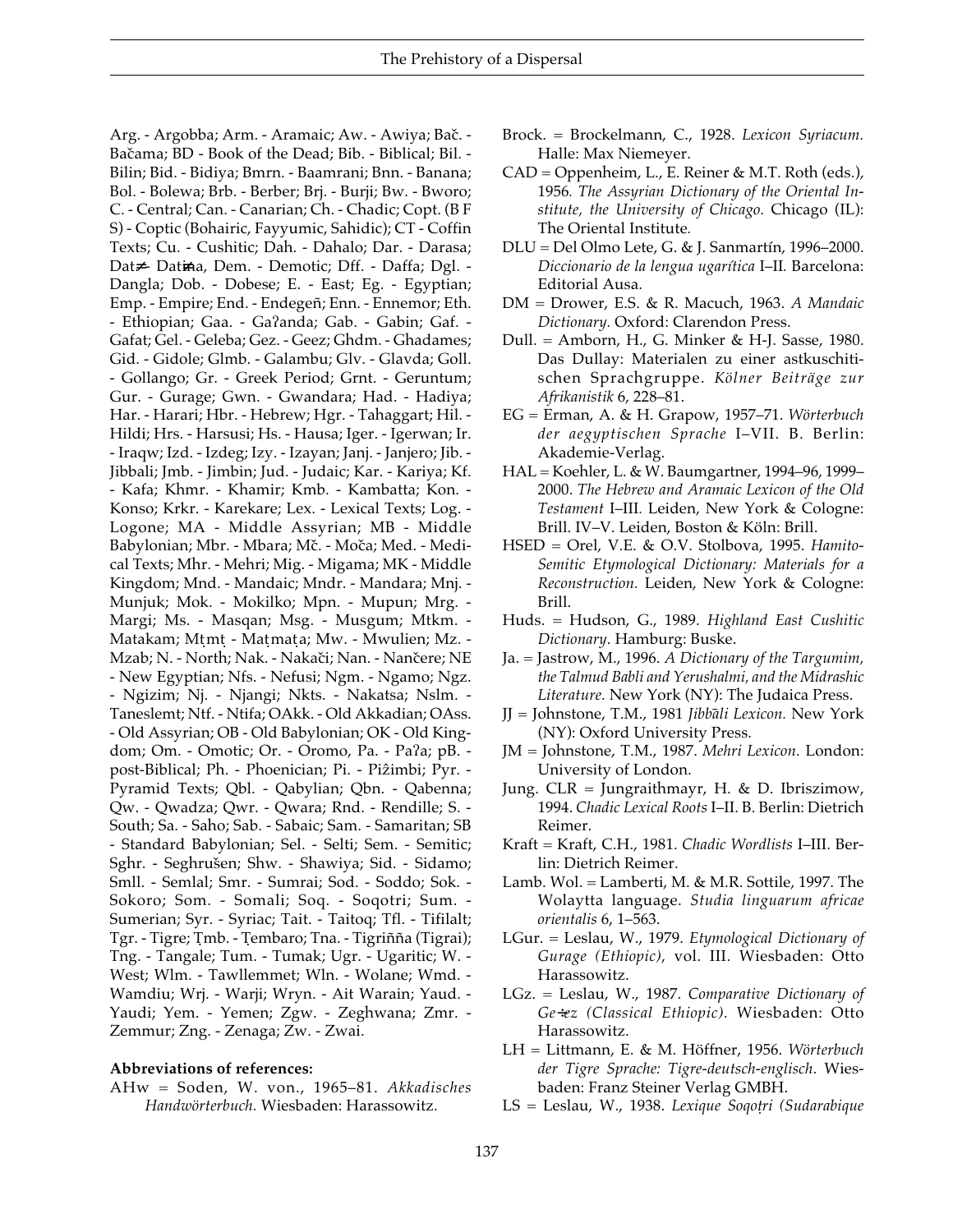Arg. - Argobba; Arm. - Aramaic; Aw. - Awiya; Bač. - Bačama; BD - Book of the Dead; Bib. - Biblical; Bil. - Bilin; Bid. - Bidiya; Bmrn. - Baamrani; Bnn. - Banana; Bol. - Bolewa; Brb. - Berber; Brj. - Burji; Bw. - Bworo; C. - Central; Can. - Canarian; Ch. - Chadic; Copt. (B F S) - Coptic (Bohairic, Fayyumic, Sahidic); CT - Coffin Texts; Cu. - Cushitic; Dah. - Dahalo; Dar. - Darasa; Dat≠- Dati≠a, Dem. - Demotic; Dff. - Daffa; Dgl. - Dangla; Dob. - Dobese; E. - East; Eg. - Egyptian; Emp. - Empire; End. - Endegeñ; Enn. - Ennemor; Eth. - Ethiopian; Gaa. - Gaʔanda; Gab. - Gabin; Gaf. - Gafat; Gel. - Geleba; Gez. - Geez; Ghdm. - Ghadames; Gid. - Gidole; Glmb. - Galambu; Glv. - Glavda; Goll. - Gollango; Gr. - Greek Period; Grnt. - Geruntum; Gur. - Gurage; Gwn. - Gwandara; Had. - Hadiya; Har. - Harari; Hbr. - Hebrew; Hgr. - Tahaggart; Hil. - Hildi; Hrs. - Harsusi; Hs. - Hausa; Iger. - Igerwan; Ir. - Iraqw; Izd. - Izdeg; Izy. - Izayan; Janj. - Janjero; Jib. - Jibbali; Jmb. - Jimbin; Jud. - Judaic; Kar. - Kariya; Kf. - Kafa; Khmr. - Khamir; Kmb. - Kambatta; Kon. - Konso; Krkr. - Karekare; Lex. - Lexical Texts; Log. - Logone; MA - Middle Assyrian; MB - Middle Babylonian; Mbr. - Mbara; Mč. - Moča; Med. - Medical Texts; Mhr. - Mehri; Mig. - Migama; MK - Middle Kingdom; Mnd. - Mandaic; Mndr. - Mandara; Mnj. - Munjuk; Mok. - Mokilko; Mpn. - Mupun; Mrg. - Margi; Ms. - Masqan; Msg. - Musgum; Mtkm. - Matakam; Mṭmṭ - Maṭmaṭa; Mw. - Mwulien; Mz. - Mzab; N. - North; Nak. - Nakači; Nan. - Nančere; NE - New Egyptian; Nfs. - Nefusi; Ngm. - Ngamo; Ngz. - Ngizim; Nj. - Njangi; Nkts. - Nakatsa; Nslm. - Taneslemt; Ntf. - Ntifa; OAkk. - Old Akkadian; OAss. - Old Assyrian; OB - Old Babylonian; OK - Old Kingdom; Om. - Omotic; Or. - Oromo, Pa. - Paʔa; pB. - post-Biblical; Ph. - Phoenician; Pi. - Piẑimbi; Pyr. - Pyramid Texts; Qbl. - Qabylian; Qbn. - Qabenna; Qw. - Qwadza; Qwr. - Qwara; Rnd. - Rendille; S. - South; Sa. - Saho; Sab. - Sabaic; Sam. - Samaritan; SB - Standard Babylonian; Sel. - Selti; Sem. - Semitic; Sghr. - Seghrušen; Shw. - Shawiya; Sid. - Sidamo; Smll. - Semlal; Smr. - Sumrai; Sod. - Soddo; Sok. - Sokoro; Som. - Somali; Soq. - Soqotri; Sum. - Sumerian; Syr. - Syriac; Tait. - Taitoq; Tfl. - Tifilalt; Tgr. - Tigre; Ṭmb. - Ṭembaro; Tna. - Tigriñña (Tigrai); Tng. - Tangale; Tum. - Tumak; Ugr. - Ugaritic; W. - West; Wlm. - Tawllemmet; Wln. - Wolane; Wmd. - Wamdiu; Wrj. - Warji; Wryn. - Ait Warain; Yaud. - Yaudi; Yem. - Yemen; Zgw. - Zeghwana; Zmr. - Zemmur; Zng. - Zenaga; Zw. - Zwai.

**Abbreviations of references:**

AHw = Soden, W. von., 1965–81. *Akkadisches Handwörterbuch.* Wiesbaden: Harassowitz.

Brock. = Brockelmann, C., 1928. *Lexicon Syriacum.* Halle: Max Niemeyer.

CAD = Oppenheim, L., E. Reiner & M.T. Roth (eds.), 1956. *The Assyrian Dictionary of the Oriental Institute, the University of Chicago.* Chicago (IL): The Oriental Institute.

DLU = Del Olmo Lete, G. & J. Sanmartín, 1996–2000. *Diccionario de la lengua ugarítica* I–II. Barcelona: Editorial Ausa.

DM = Drower, E.S. & R. Macuch, 1963. *A Mandaic Dictionary.* Oxford: Clarendon Press.

Dull. = Amborn, H., G. Minker & H-J. Sasse, 1980. Das Dullay: Materialen zu einer astkuschitischen Sprachgruppe. *Kölner Beiträge zur Afrikanistik* 6, 228–81.

EG = Erman, A. & H. Grapow, 1957–71. *Wörterbuch der aegyptischen Sprache* I–VII. B. Berlin: Akademie-Verlag.

HAL = Koehler, L. & W. Baumgartner, 1994–96, 1999–2000. *The Hebrew and Aramaic Lexicon of the Old Testament* I–III. Leiden, New York & Cologne: Brill. IV–V. Leiden, Boston & Köln: Brill.

HSED = Orel, V.E. & O.V. Stolbova, 1995. *Hamito-Semitic Etymological Dictionary: Materials for a Reconstruction.* Leiden, New York & Cologne: Brill.

Huds. = Hudson, G., 1989. *Highland East Cushitic Dictionary*. Hamburg: Buske.

Ja. = Jastrow, M., 1996. *A Dictionary of the Targumim, the Talmud Babli and Yerushalmi, and the Midrashic Literature.* New York (NY): The Judaica Press.

JJ = Johnstone, T.M., 1981 *Jibbāli Lexicon.* New York (NY): Oxford University Press.

JM = Johnstone, T.M., 1987. *Mehri Lexicon.* London: University of London.

Jung. CLR = Jungraithmayr, H. & D. Ibriszimow, 1994. *Chadic Lexical Roots* I–II. B. Berlin: Dietrich Reimer.

Kraft = Kraft, C.H., 1981. *Chadic Wordlists* I–III. Berlin: Dietrich Reimer.

Lamb. Wol. = Lamberti, M. & M.R. Sottile, 1997. The Wolaytta language. *Studia linguarum africae orientalis* 6, 1–563.

LGur. = Leslau, W., 1979. *Etymological Dictionary of Gurage (Ethiopic)*, vol. III. Wiesbaden: Otto Harassowitz.

LGz. = Leslau, W., 1987. *Comparative Dictionary of Ge÷ez (Classical Ethiopic).* Wiesbaden: Otto Harassowitz.

LH = Littmann, E. & M. Höffner, 1956. *Wörterbuch der Tigre Sprache: Tigre-deutsch-englisch*. Wiesbaden: Franz Steiner Verlag GMBH.

LS = Leslau, W., 1938. *Lexique Soqoṭri (Sudarabique*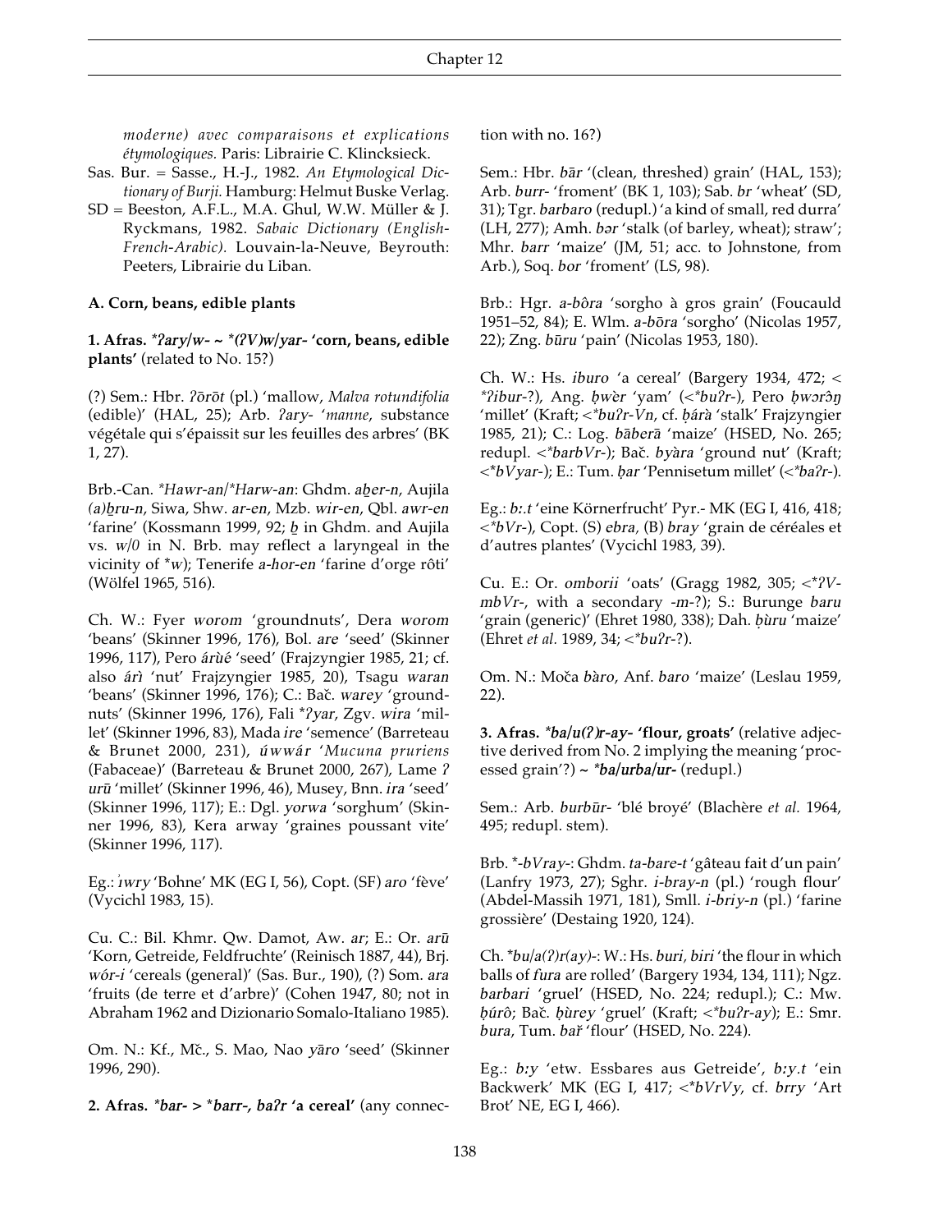*moderne) avec comparaisons et explications étymologiques.* Paris: Librairie C. Klincksieck.

Sas. Bur. = Sasse., H.-J., 1982. *An Etymological Dictionary of Burji.* Hamburg: Helmut Buske Verlag.

SD = Beeston, A.F.L., M.A. Ghul, W.W. Müller & J. Ryckmans, 1982. *Sabaic Dictionary (English-French-Arabic).* Louvain-la-Neuve, Beyrouth: Peeters, Librairie du Liban.

**A. Corn, beans, edible plants**

**1. Afras. *ʔary/w- ~ *(ʔV)w/yar- 'corn, beans, edible plants'** (related to No. 15?)

(?) Sem.: Hbr. *ʔōrōt* (pl.) 'mallow, *Malva rotundifolia* (edible)' (HAL, 25); Arb. *ʔary-* '*manne*, substance végétale qui s'épaissit sur les feuilles des arbres' (BK 1, 27).

Brb.-Can. **Hawr-an*/**Harw-an*: Ghdm. *aḇer-n*, Aujila *(a)ḇru-n*, Siwa, Shw. *ar-en*, Mzb. *wir-en*, Qbl. *awr-en* 'farine' (Kossmann 1999, 92; *ḇ* in Ghdm. and Aujila vs. *w/0* in N. Brb. may reflect a laryngeal in the vicinity of **w*); Tenerife *a-hor-en* 'farine d'orge rôti' (Wölfel 1965, 516).

Ch. W.: Fyer *worom* 'groundnuts', Dera *worom* 'beans' (Skinner 1996, 176), Bol. *are* 'seed' (Skinner 1996, 117), Pero *árùé* 'seed' (Frajzyngier 1985, 21; cf. also *árì* 'nut' Frajzyngier 1985, 20), Tsagu *waran* 'beans' (Skinner 1996, 176); C.: Bač. *warey* 'groundnuts' (Skinner 1996, 176), Fali **ʔyar*, Zgv. *wira* 'millet' (Skinner 1996, 83), Mada *ire* 'semence' (Barreteau & Brunet 2000, 231), *úwwár* '*Mucuna pruriens* (Fabaceae)' (Barreteau & Brunet 2000, 267), Lame *ʔ urū* 'millet' (Skinner 1996, 46), Musey, Bnn. *ira* 'seed' (Skinner 1996, 117); E.: Dgl. *yorwa* 'sorghum' (Skinner 1996, 83), Kera arway 'graines poussant vite' (Skinner 1996, 117).

Eg.: *ỉwry* 'Bohne' MK (EG I, 56), Copt. (SF) *aro* 'fève' (Vycichl 1983, 15).

Cu. C.: Bil. Khmr. Qw. Damot, Aw. *ar*; E.: Or. *arū* 'Korn, Getreide, Feldfruchte' (Reinisch 1887, 44), Brj. *wór-i* 'cereals (general)' (Sas. Bur., 190), (?) Som. *ara* 'fruits (de terre et d'arbre)' (Cohen 1947, 80; not in Abraham 1962 and Dizionario Somalo-Italiano 1985).

Om. N.: Kf., Mč., S. Mao, Nao *yāro* 'seed' (Skinner 1996, 290).

**2. Afras. *bar- > *barr-, baʔr 'a cereal'** (any connection with no. 16?)

Sem.: Hbr. *bār* '(clean, threshed) grain' (HAL, 153); Arb. *burr-* 'froment' (BK 1, 103); Sab. *br* 'wheat' (SD, 31); Tgr. *barbaro* (redupl.) 'a kind of small, red durra' (LH, 277); Amh. *bər* 'stalk (of barley, wheat); straw'; Mhr. *barr* 'maize' (JM, 51; acc. to Johnstone, from Arb.), Soq. *bor* 'froment' (LS, 98).

Brb.: Hgr. *a-bôra* 'sorgho à gros grain' (Foucauld 1951–52, 84); E. Wlm. *a-bōra* 'sorgho' (Nicolas 1957, 22); Zng. *būru* 'pain' (Nicolas 1953, 180).

Ch. W.: Hs. *iburo* 'a cereal' (Bargery 1934, 472; < **ʔibur-*?), Ang. *ḅwèr* 'yam' (<**buʔr-*), Pero *ḅwərɔ̀ŋ* 'millet' (Kraft; <**buʔr-Vn*, cf. *ḅárà* 'stalk' Frajzyngier 1985, 21); C.: Log. *bāberā* 'maize' (HSED, No. 265; redupl. <**barbVr-*); Bač. *byàra* 'ground nut' (Kraft; <**bVyar-*); E.: Tum. *ḅar* 'Pennisetum millet' (<**baʔr-*).

Eg.: *b:.t* 'eine Körnerfrucht' Pyr.- MK (EG I, 416, 418; <**bVr-*), Copt. (S) *ebra*, (B) *bray* 'grain de céréales et d'autres plantes' (Vycichl 1983, 39).

Cu. E.: Or. *omborii* 'oats' (Gragg 1982, 305; <**ʔV-mbVr-*, with a secondary *-m-*?); S.: Burunge *baru* 'grain (generic)' (Ehret 1980, 338); Dah. *ḅùru* 'maize' (Ehret *et al.* 1989, 34; <**buʔr-*?).

Om. N.: Moča *bàro*, Anf. *baro* 'maize' (Leslau 1959, 22).

**3. Afras. *ba/u(ʔ)r-ay- 'flour, groats'** (relative adjective derived from No. 2 implying the meaning 'processed grain'?) **~ *ba/urba/ur-** (redupl.)

Sem.: Arb. *burbūr-* 'blé broyé' (Blachère *et al.* 1964, 495; redupl. stem).

Brb. *-*bVray*-: Ghdm. *ta-bare-t* 'gâteau fait d'un pain' (Lanfry 1973, 27); Sghr. *i-bray-n* (pl.) 'rough flour' (Abdel-Massih 1971, 181), Smll. *i-briy-n* (pl.) 'farine grossière' (Destaing 1920, 124).

Ch. **bu/a(ʔ)r(ay)*-: W.: Hs. *buri, biri* 'the flour in which balls of *fura* are rolled' (Bargery 1934, 134, 111); Ngz. *barbari* 'gruel' (HSED, No. 224; redupl.); C.: Mw. *ḅúrô*; Bač. *ḅùrey* 'gruel' (Kraft; <**buʔr-ay*); E.: Smr. *bura*, Tum. *bař* 'flour' (HSED, No. 224).

Eg.: *b:y* 'etw. Essbares aus Getreide', *b:y.t* 'ein Backwerk' MK (EG I, 417; <**bVrVy*, cf. *brry* 'Art Brot' NE, EG I, 466).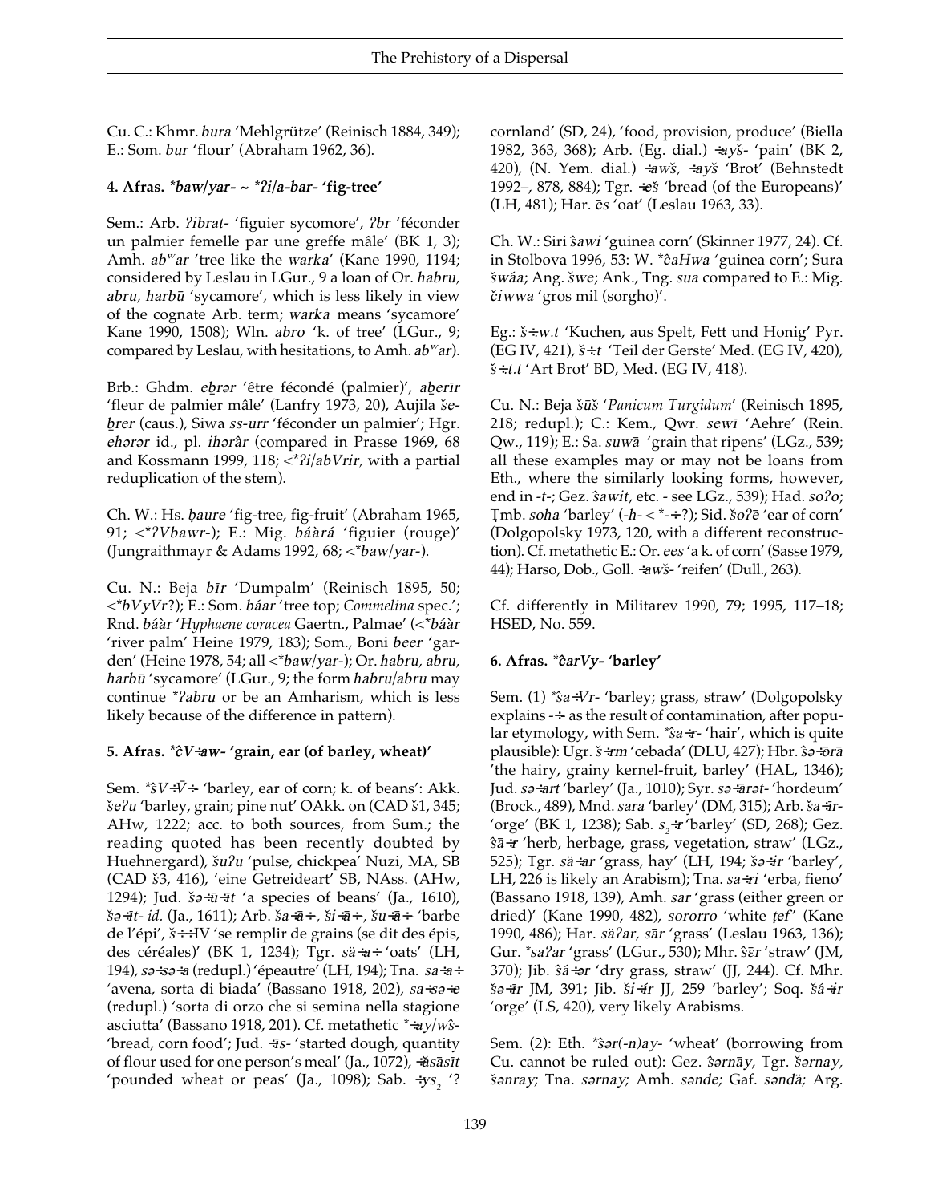Cu. C.: Khmr. *bura* 'Mehlgrütze' (Reinisch 1884, 349); E.: Som. *bur* 'flour' (Abraham 1962, 36).

#### 4. Afras. *\*baw/yar- ~ \*ʔi/a-bar-* 'fig-tree'

Sem.: Arb. *ʔibrat-* 'figuier sycomore', *ʔbr* 'féconder un palmier femelle par une greffe mâle' (BK 1, 3); Amh. *abʷar* 'tree like the *warka*' (Kane 1990, 1194; considered by Leslau in LGur., 9 a loan of Or. *habru, abru, harbū* 'sycamore', which is less likely in view of the cognate Arb. term; *warka* means 'sycamore' Kane 1990, 1508); Wln. *abro* 'k. of tree' (LGur., 9; compared by Leslau, with hesitations, to Amh. *abʷar*).

Brb.: Ghdm. *eḇrər* 'être fécondé (palmier)', *aḇerīr* 'fleur de palmier mâle' (Lanfry 1973, 20), Aujila *še-ḇrer* (caus.), Siwa *ss-urr* 'féconder un palmier'; Hgr. *ehərər* id., pl. *ihərâr* (compared in Prasse 1969, 68 and Kossmann 1999, 118; <*\*ʔi/abVrir*, with a partial reduplication of the stem).

Ch. W.: Hs. *ɓaure* 'fig-tree, fig-fruit' (Abraham 1965, 91; <*\*ʔVbawr-*); E.: Mig. *báàrá* 'figuier (rouge)' (Jungraithmayr & Adams 1992, 68; <*\*baw/yar-*).

Cu. N.: Beja *bīr* 'Dumpalm' (Reinisch 1895, 50; <*\*bVyVr*?); E.: Som. *báar* 'tree top; *Commelina* spec.'; Rnd. *báàr* '*Hyphaene coracea* Gaertn., Palmae' (<*\*báàr* 'river palm' Heine 1979, 183); Som., Boni *beer* 'garden' (Heine 1978, 54; all <*\*baw/yar-*); Or. *habru, abru, harbū* 'sycamore' (LGur., 9; the form *habru/abru* may continue *\*ʔabru* or be an Amharism, which is less likely because of the difference in pattern).

#### 5. Afras. *\*ĉVʕaw-* 'grain, ear (of barley, wheat)'

Sem. *\*šVʕV̄ʕ-* 'barley, ear of corn; k. of beans': Akk. *šeʔu* 'barley, grain; pine nut' OAkk. on (CAD š1, 345; AHw, 1222; acc. to both sources, from Sum.; the reading quoted has been recently doubted by Huehnergard), *šuʔu* 'pulse, chickpea' Nuzi, MA, SB (CAD š3, 416), 'eine Getreideart' SB, NAss. (AHw, 1294); Jud. *šəʕūʕīt* 'a species of beans' (Ja., 1610), *šəʕīt- id.* (Ja., 1611); Arb. *šaʕāʕ-, šiʕāʕ-, šuʕāʕ-* 'barbe de l'épi', *šʕʕ*IV 'se remplir de grains (se dit des épis, des céréales)' (BK 1, 1234); Tgr. *säʕaʕ* 'oats' (LH, 194), *səʕsəʕa* (redupl.) 'épeautre' (LH, 194); Tna. *saʕaʕ* 'avena, sorta di biada' (Bassano 1918, 202), *saʕsəʕe* (redupl.) 'sorta di orzo che si semina nella stagione asciutta' (Bassano 1918, 201). Cf. metathetic *\*ʕay/wŝ-* 'bread, corn food'; Jud. *ʕis-* 'started dough, quantity of flour used for one person's meal' (Ja., 1072), *ʕāsāsīt* 'pounded wheat or peas' (Ja., 1098); Sab. *ʕys₂* '? cornland' (SD, 24), 'food, provision, produce' (Biella 1982, 363, 368); Arb. (Eg. dial.) *ʕayš-* 'pain' (BK 2, 420), (N. Yem. dial.) *ʕawš, ʕayš* 'Brot' (Behnstedt 1992–, 878, 884); Tgr. *ʕeš* 'bread (of the Europeans)' (LH, 481); Har. *ēs* 'oat' (Leslau 1963, 33).

Ch. W.: Siri *ŝawi* 'guinea corn' (Skinner 1977, 24). Cf. in Stolbova 1996, 53: W. *\*ĉaHwa* 'guinea corn'; Sura *šwáa*; Ang. *šwe*; Ank., Tng. *sua* compared to E.: Mig. *čiwwa* 'gros mil (sorgho)'.

Eg.: *šʕw.t* 'Kuchen, aus Spelt, Fett und Honig' Pyr. (EG IV, 421), *šʕt* 'Teil der Gerste' Med. (EG IV, 420), *šʕt.t* 'Art Brot' BD, Med. (EG IV, 418).

Cu. N.: Beja *šūš* '*Panicum Turgidum*' (Reinisch 1895, 218; redupl.); C.: Kem., Qwr. *sewī* 'Aehre' (Rein. Qw., 119); E.: Sa. *suwā* 'grain that ripens' (LGz., 539; all these examples may or may not be loans from Eth., where the similarly looking forms, however, end in *-t-*; Gez. *ŝawit*, etc. - see LGz., 539); Had. *soʔo*; Ṭmb. *soha* 'barley' (*-h-* < *\*-ʕ-*?); Sid. *šoʔē* 'ear of corn' (Dolgopolsky 1973, 120, with a different reconstruction). Cf. metathetic E.: Or. *ees* 'a k. of corn' (Sasse 1979, 44); Harso, Dob., Goll. *ʕawš-* 'reifen' (Dull., 263).

Cf. differently in Militarev 1990, 79; 1995, 117–18; HSED, No. 559.

#### 6. Afras. *\*ĉarVy-* 'barley'

Sem. (1) *\*šaʕVr-* 'barley; grass, straw' (Dolgopolsky explains *-ʕ-* as the result of contamination, after popular etymology, with Sem. *\*šaʕr-* 'hair', which is quite plausible): Ugr. *šʕrm* 'cebada' (DLU, 427); Hbr. *ŝəʕōrā* 'the hairy, grainy kernel-fruit, barley' (HAL, 1346); Jud. *səʕart* 'barley' (Ja., 1010); Syr. *səʕārət-* 'hordeum' (Brock., 489), Mnd. *sara* 'barley' (DM, 315); Arb. *šaʕīr-* 'orge' (BK 1, 1238); Sab. *s₂ʕr* 'barley' (SD, 268); Gez. *ŝāʕr* 'herb, herbage, grass, vegetation, straw' (LGz., 525); Tgr. *säʕar* 'grass, hay' (LH, 194; *šəʕir* 'barley', LH, 226 is likely an Arabism); Tna. *saʕri* 'erba, fieno' (Bassano 1918, 139), Amh. *sar* 'grass (either green or dried)' (Kane 1990, 482), *sororro* 'white *ṭef*' (Kane 1990, 486); Har. *säʔar, sār* 'grass' (Leslau 1963, 136); Gur. *\*saʔar* 'grass' (LGur., 530); Mhr. *ŝēr* 'straw' (JM, 370); Jib. *ŝáʕər* 'dry grass, straw' (JJ, 244). Cf. Mhr. *šəʕīr* JM, 391; Jib. *šiʕír* JJ, 259 'barley'; Soq. *šáʕir* 'orge' (LS, 420), very likely Arabisms.

Sem. (2): Eth. *\*šər(-n)ay-* 'wheat' (borrowing from Cu. cannot be ruled out): Gez. *ŝərnāy*, Tgr. *šərnay*, *šənray*; Tna. *sərnay*; Amh. *sənde;* Gaf. *səndä;* Arg.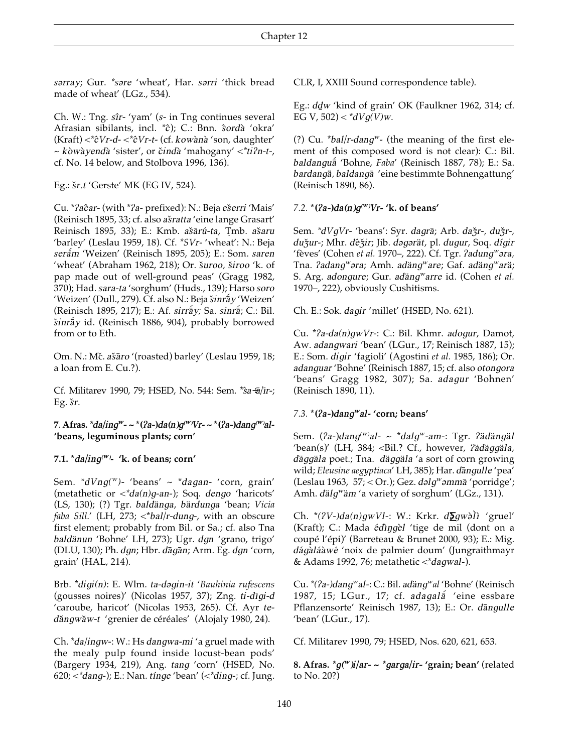*sərray*; Gur. **səre* 'wheat', Har. *sərri* 'thick bread made of wheat' (LGz., 534).

Ch. W.: Tng. *sîr-* 'yam' (*s-* in Tng continues several Afrasian sibilants, incl. **ĉ*); C.: Bnn. *ŝordà* 'okra' (Kraft) <**ĉVr-d-* <**ĉVr-t-* (cf. *kowànà* 'son, daughter' ~ *kòwàyendà* 'sister', or *čindà* 'mahogany' <**tiʔn-t-*, cf. No. 14 below, and Stolbova 1996, 136).

Eg.: *šr.t* 'Gerste' MK (EG IV, 524).

Cu. **ʔaĉar-* (with **ʔa-* prefixed): N.: Beja *ešerri* 'Mais' (Reinisch 1895, 33; cf. also *ašratta* 'eine lange Grasart' Reinisch 1895, 33); E.: Kmb. *ašārú-ta*, Ṭmb. *ašaru* 'barley' (Leslau 1959, 18). Cf. **SVr-* 'wheat': N.: Beja *serā́m* 'Weizen' (Reinisch 1895, 205); E.: Som. *saren* 'wheat' (Abraham 1962, 218); Or. *šuroo, široo* 'k. of pap made out of well-ground peas' (Gragg 1982, 370); Had. *sara-ta* 'sorghum' (Huds., 139); Harso *soro* 'Weizen' (Dull., 279). Cf. also N.: Beja *šinrā́y* 'Weizen' (Reinisch 1895, 217); E.: Af. *sirrā́y*; Sa. *sinrā́*; C.: Bil. *šinrā́y* id. (Reinisch 1886, 904), probably borrowed from or to Eth.

Om. N.: Mč. *ašāro* '(roasted) barley' (Leslau 1959, 18; a loan from E. Cu.?).

Cf. Militarev 1990, 79; HSED, No. 544: Sem. **ša-ā/ir-*; Eg. *šr*.

**7. Afras. *\*da/ingʷ- ~ \*(ʔa-)da(n)g(ʷ)Vr- ~ \*(ʔa-)dang(ʷ)al-* 'beans, leguminous plants; corn'**

**7.1. *\*da/ing(ʷ)-* 'k. of beans; corn'**

Sem. **dVng(ʷ)-* 'beans' ~ **dagan-* 'corn, grain' (metathetic or <**da(n)g-an-*); Soq. *dengo* 'haricots' (LS, 130); (?) Tgr. *baldänga*, *bärdunga* 'bean; *Vicia faba Sill.*' (LH, 273; <**bal/r-dung-*, with an obscure first element; probably from Bil. or Sa.; cf. also Tna *baldänun* 'Bohne' LH, 273); Ugr. *dgn* 'grano, trigo' (DLU, 130); Ph. *dgn*; Hbr. *dāgān*; Arm. Eg. *dgn* 'corn, grain' (HAL, 214).

Brb. **digi(n)*: E. Wlm. *ta-dəgin-it* '*Bauhinia rufescens* (gousses noires)' (Nicolas 1957, 37); Zng. *ti-dīgi-d* 'caroube, haricot' (Nicolas 1953, 265). Cf. Ayr *te-dăngwăw-t* 'grenier de céréales' (Alojaly 1980, 24).

Ch. **da/ingw-*: W.: Hs *dangwa-mi* 'a gruel made with the mealy pulp found inside locust-bean pods' (Bargery 1934, 219), Ang. *tang* 'corn' (HSED, No. 620; <**dang-*); E.: Nan. *tínge* 'bean' (<**ding-*; cf. Jung. CLR, I, XXIII Sound correspondence table).

Eg.: *dḏw* 'kind of grain' OK (Faulkner 1962, 314; cf. EG V, 502) < **dVg(V)w*.

(?) Cu. **bal/r-dangʷ-* (the meaning of the first element of this composed word is not clear): C.: Bil. *baldanguā́* 'Bohne, *Faba*' (Reinisch 1887, 78); E.: Sa. *bardangā*, *baldangā* 'eine bestimmte Bohnengattung' (Reinisch 1890, 86).

*7.2.* **\*(ʔa-)da(n)g(ʷ)Vr- 'k. of beans'**

Sem. **dVgVr-* 'beans': Syr. *dagrā*; Arb. *daǯr-, duǯr-, duǯur-*; Mhr. *dêǯir*; Jib. *dəgərät*, pl. *dugur*, Soq. *dígir* 'fèves' (Cohen *et al.* 1970–, 222). Cf. Tgr. *ʔadungʷəra*, Tna. *ʔadangʷəra*; Amh. *adängʷare*; Gaf. *adängʷarä*; S. Arg. *adongure*; Gur. *adängʷarre* id. (Cohen *et al.* 1970–, 222), obviously Cushitisms.

Ch. E.: Sok. *dagir* 'millet' (HSED, No. 621).

Cu. **ʔa-da(n)gwVr-*: C.: Bil. Khmr. *adogur*, Damot, Aw. *adangwari* 'bean' (LGur., 17; Reinisch 1887, 15); E.: Som. *digir* 'fagioli' (Agostini *et al.* 1985, 186); Or. *adanguar* 'Bohne' (Reinisch 1887, 15; cf. also *otongora* 'beans' Gragg 1982, 307); Sa. *adagur* 'Bohnen' (Reinisch 1890, 11).

*7.3.* **\*(ʔa-)dangʷal- 'corn; beans'**

Sem. (*ʔa-*)*dang(ʷ)al-* ~ **dalgʷ-am-*: Tgr. *ʔädängäl* 'bean(s)' (LH, 384; <Bil.? Cf., however, *ʔädäggäla*, *däggäla* poet.; Tna. *däggäla* 'a sort of corn growing wild; *Eleusine aegyptiaca*' LH, 385); Har. *dängulle* 'pea' (Leslau 1963, 57; < Or.); Gez. *dəlgʷəmmā* 'porridge'; Amh. *dälgʷäm* 'a variety of sorghum' (LGz., 131).

Ch. **(ʔV-)da(n)gwVl-*: W.: Krkr. *dƷgwə̀lì* 'gruel' (Kraft); C.: Mada *éɗìŋgèl* 'tige de mil (dont on a coupé l'épi)' (Barreteau & Brunet 2000, 93); E.: Mig. *dágàláàwé* 'noix de palmier doum' (Jungraithmayr & Adams 1992, 76; metathetic <**dagwal-*).

Cu. **(ʔa-)dangʷal-*: C.: Bil. *adängʷal* 'Bohne' (Reinisch 1987, 15; LGur., 17; cf. *adagalā́* 'eine essbare Pflanzensorte' Reinisch 1987, 13); E.: Or. *dāngulle* 'bean' (LGur., 17).

Cf. Militarev 1990, 79; HSED, Nos. 620, 621, 653.

**8. Afras. *\*g(ʷ)i/ar- ~ \*garga/ir-* 'grain; bean'** (related to No. 20?)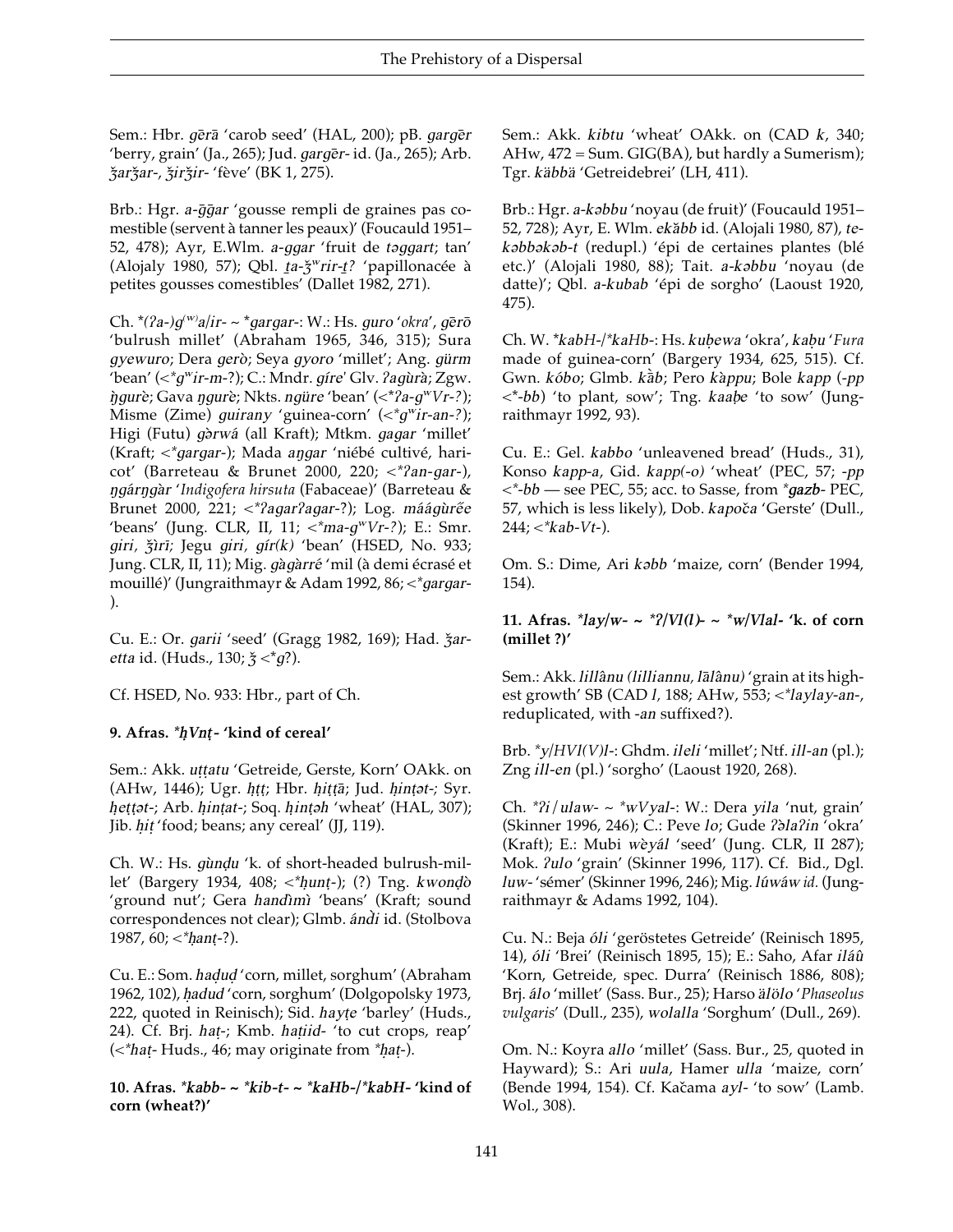Sem.: Hbr. *gērā* 'carob seed' (HAL, 200); pB. *gargēr* 'berry, grain' (Ja., 265); Jud. *gargēr-* id. (Ja., 265); Arb. *ǯarǯar-*, *ǯirǯir-* 'fève' (BK 1, 275).

Brb.: Hgr. *a-ḡḡar* 'gousse rempli de graines pas comestible (servent à tanner les peaux)' (Foucauld 1951–52, 478); Ayr, E.Wlm. *a-ggar* 'fruit de *təggart*; tan' (Alojaly 1980, 57); Qbl. *ṯa-ǯʷrir-ṯ?* 'papillonacée à petites gousses comestibles' (Dallet 1982, 271).

Ch. *\*(ʔa-)g(ʷ)a/ir-* ~ *\*gargar-*: W.: Hs. *guro* '*okra*', *gērō* 'bulrush millet' (Abraham 1965, 346, 315); Sura *gyewuro*; Dera *gerò*; Seya *gyoro* 'millet'; Ang. *gürm* 'bean' (<*\*gʷir-m-*?); C.: Mndr. *gíreˈ* Glv. *ʔagùrà*; Zgw. *ŋ̀gurè*; Gava *ŋgurè*; Nkts. *ngüre* 'bean' (<*\*ʔa-gʷVr-?*); Misme (Zime) *guirany* 'guinea-corn' (<*\*gʷir-an-?*); Higi (Futu) *gə̀rwá* (all Kraft); Mtkm. *gagar* 'millet' (Kraft; <*\*gargar-*); Mada *aŋgar* 'niébé cultivé, haricot' (Barreteau & Brunet 2000, 220; <*\*ʔan-gar-*), *ŋgárŋgàr* '*Indigofera hirsuta* (Fabaceae)' (Barreteau & Brunet 2000, 221; <*\*ʔagarʔagar-*?); Log. *máágùrɛ̃́e* 'beans' (Jung. CLR, II, 11; <*\*ma-gʷVr-?*); E.: Smr. *giri*, *ǯìrī*; Jegu *giri*, *gír(k)* 'bean' (HSED, No. 933; Jung. CLR, II, 11); Mig. *gàgàrré* 'mil (à demi écrasé et mouillé)' (Jungraithmayr & Adam 1992, 86; <*\*gargar-*).

Cu. E.: Or. *garii* 'seed' (Gragg 1982, 169); Had. *ǯaretta* id. (Huds., 130; *ǯ* <*\*g*?).

Cf. HSED, No. 933: Hbr., part of Ch.

**9. Afras. *\*ḥVnṭ-* 'kind of cereal'**

Sem.: Akk. *uṭṭatu* 'Getreide, Gerste, Korn' OAkk. on (AHw, 1446); Ugr. *ḥṭṭ*; Hbr. *ḥiṭṭā*; Jud. *ḥinṭət-*; Syr. *ḥeṭṭət-*; Arb. *ḥinṭat-*; Soq. *ḥinṭəh* 'wheat' (HAL, 307); Jib. *ḥiṭ* 'food; beans; any cereal' (JJ, 119).

Ch. W.: Hs. *gùnḍu* 'k. of short-headed bulrush-millet' (Bargery 1934, 408; <*\*ḥunṭ-*); (?) Tng. *kwonḍò* 'ground nut'; Gera *handìmì* 'beans' (Kraft; sound correspondences not clear); Glmb. *ánd̀i* id. (Stolbova 1987, 60; <*\*ḥanṭ-*?).

Cu. E.: Som. *ḥaḍuḍ* 'corn, millet, sorghum' (Abraham 1962, 102), *ḥadud* 'corn, sorghum' (Dolgopolsky 1973, 222, quoted in Reinisch); Sid. *hayṭe* 'barley' (Huds., 24). Cf. Brj. *haṭ-*; Kmb. *haṭiid-* 'to cut crops, reap' (<*\*haṭ-* Huds., 46; may originate from *\*ḥaṭ-*).

**10. Afras. *\*kabb-* ~ *\*kib-t-* ~ *\*kaHb-/\*kabH-* 'kind of corn (wheat?)'**

Sem.: Akk. *kibtu* 'wheat' OAkk. on (CAD *k*, 340; AHw, 472 = Sum. GIG(BA), but hardly a Sumerism); Tgr. *käbbä* 'Getreidebrei' (LH, 411).

Brb.: Hgr. *a-kəbbu* 'noyau (de fruit)' (Foucauld 1951–52, 728); Ayr, E. Wlm. *ekăbb* id. (Alojali 1980, 87), *te-kəbbəkəb-t* (redupl.) 'épi de certaines plantes (blé etc.)' (Alojali 1980, 88); Tait. *a-kəbbu* 'noyau (de datte)'; Qbl. *a-kubab* 'épi de sorgho' (Laoust 1920, 475).

Ch. W. *\*kabH-/\*kaHb-*: Hs. *kuḅewa* 'okra', *kaḅu* '*Fura* made of guinea-corn' (Bargery 1934, 625, 515). Cf. Gwn. *kóbo*; Glmb. *kȁb*; Pero *kàppu*; Bole *kapp* (*-pp* <*\*-bb*) 'to plant, sow'; Tng. *kaaḅe* 'to sow' (Jungraithmayr 1992, 93).

Cu. E.: Gel. *kabbo* 'unleavened bread' (Huds., 31), Konso *kapp-a*, Gid. *kapp(-o)* 'wheat' (PEC, 57; *-pp* <*\*-bb* — see PEC, 55; acc. to Sasse, from *\*gazb-* PEC, 57, which is less likely), Dob. *kapoča* 'Gerste' (Dull., 244; <*\*kab-Vt-*).

Om. S.: Dime, Ari *kəbb* 'maize, corn' (Bender 1994, 154).

**11. Afras. *\*lay/w-* ~ *\*ʔ/Vl(l)-* ~ *\*w/Vlal-* 'k. of corn (millet ?)'**

Sem.: Akk. *lillânu* (*lilliannu*, *lālânu*) 'grain at its highest growth' SB (CAD *l*, 188; AHw, 553; <*\*laylay-an-*, reduplicated, with *-an* suffixed?).

Brb. *\*y/HVl(V)l-*: Ghdm. *ileli* 'millet'; Ntf. *ill-an* (pl.); Zng *ill-en* (pl.) 'sorgho' (Laoust 1920, 268).

Ch. *\*ʔi/ulaw-* ~ *\*wVyal-*: W.: Dera *yila* 'nut, grain' (Skinner 1996, 246); C.: Peve *lo*; Gude *ʔəlaʔin* 'okra' (Kraft); E.: Mubi *wèyál* 'seed' (Jung. CLR, II 287); Mok. *ʔulo* 'grain' (Skinner 1996, 117). Cf. Bid., Dgl. *luw-* 'sémer' (Skinner 1996, 246); Mig. *lúwáw* id. (Jungraithmayr & Adams 1992, 104).

Cu. N.: Beja *óli* 'geröstetes Getreide' (Reinisch 1895, 14), *óli* 'Brei' (Reinisch 1895, 15); E.: Saho, Afar *iláû* 'Korn, Getreide, spec. Durra' (Reinisch 1886, 808); Brj. *álo* 'millet' (Sass. Bur., 25); Harso *älölo* '*Phaseolus vulgaris*' (Dull., 235), *wolalla* 'Sorghum' (Dull., 269).

Om. N.: Koyra *allo* 'millet' (Sass. Bur., 25, quoted in Hayward); S.: Ari *uula*, Hamer *ulla* 'maize, corn' (Bende 1994, 154). Cf. Kačama *ayl-* 'to sow' (Lamb. Wol., 308).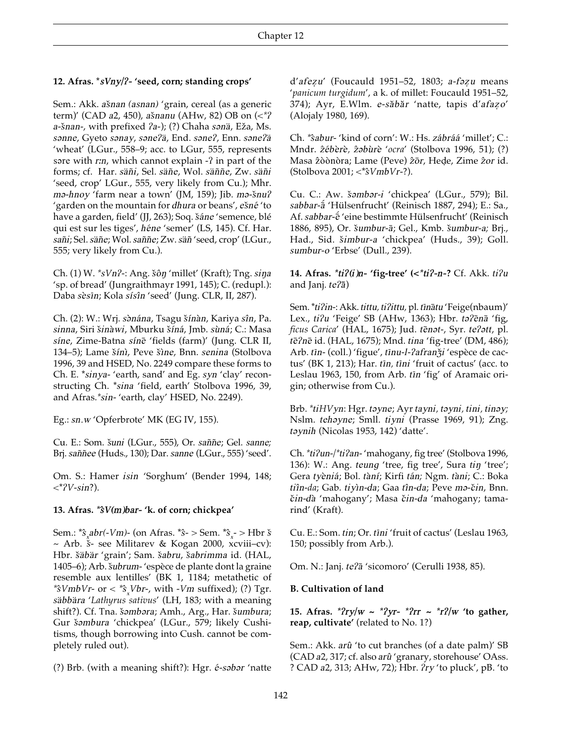**12. Afras. \*sVny/ʔ- 'seed, corn; standing crops'**

Sem.: Akk. *ašnan (asnan)* 'grain, cereal (as a generic term)' (CAD *a*2, 450), *ašnanu* (AHw, 82) OB on (<\**ʔa-šnan-*, with prefixed *ʔa-*); (?) Chaha *sənä*, Eža, Ms. *sənne*, Gyeto *sənay*, *səneʔä*, End. *səneʔ*, Enn. *səneʔä* 'wheat' (LGur., 558–9; acc. to LGur, 555, represents səre with *r:n*, which cannot explain -ʔ in part of the forms; cf. Har. *säñi*, Sel. *säñe*, Wol. *säññe*, Zw. *säñi* 'seed, crop' LGur., 555, very likely from Cu.); Mhr. *mə-hnoy* 'farm near a town' (JM, 159); Jib. *mə-šnuʔ* 'garden on the mountain for *dhura* or beans', *ešné* 'to have a garden, field' (JJ, 263); Soq. *šáne* 'semence, blé qui est sur les tiges', *héne* 'semer' (LS, 145). Cf. Har. *sañi*; Sel. *säñe*; Wol. *sañño*; Zw. *säñ* 'seed, crop' (LGur., 555; very likely from Cu.).

Ch. (1) W. \**sVnʔ-*: Ang. *šôŋ* 'millet' (Kraft); Tng. *siŋa* 'sp. of bread' (Jungraithmayr 1991, 145); C. (redupl.): Daba *sèsīn*; Kola *sísîn* 'seed' (Jung. CLR, II, 287).

Ch. (2): W.: Wrj. *sənána*, Tsagu *šìnàn*, Kariya *sîn*, Pa. *sinna*, Siri *šinàwi*, Mburku *šíná*, Jmb. *sùná*; C.: Masa *síne*, Zime-Batna *sínē* 'fields (farm)' (Jung. CLR II, 134–5); Lame *šínì*, Peve *šìne*, Bnn. *senina* (Stolbova 1996, 39 and HSED, No. 2249 compare these forms to Ch. E. \**sinya-* 'earth, sand' and Eg. *syn* 'clay' reconstructing Ch. \**sina* 'field, earth' Stolbova 1996, 39, and Afras.\**sin-* 'earth, clay' HSED, No. 2249).

Eg.: *sn.w* 'Opferbrote' MK (EG IV, 155).

Cu. E.: Som. *šuni* (LGur., 555), Or. *saññe*; Gel. *sanne*; Brj. *saññee* (Huds., 130); Dar. *sanne* (LGur., 555) 'seed'.

Om. S.: Hamer *isin* 'Sorghum' (Bender 1994, 148; <\**ʔV-sin*?).

**13. Afras. \*ŝV(m)bar- 'k. of corn; chickpea'**

Sem.: \**$\hat{s}_x$abr(-Vm)-* (on Afras. \**ŝ-* > Sem. \**$\hat{s}_x$-* > Hbr *š* ~ Arb. *š-* see Militarev & Kogan 2000, xcviii–cv): Hbr. *šäbär* 'grain'; Sam. *šabru*, *šabrimma* id. (HAL, 1405–6); Arb. *šubrum-* 'espèce de plante dont la graine resemble aux lentilles' (BK 1, 1184; metathetic of \**ŝVmbVr-* or < \**$\hat{s}_x$Vbr-*, with *-Vm* suffixed); (?) Tgr. *säbbära* '*Lathyrus sativus*' (LH, 183; with a meaning shift?). Cf. Tna. *šəmbəra*; Amh., Arg., Har. *šumbura*; Gur *šəmbura* 'chickpea' (LGur., 579; likely Cushitisms, though borrowing into Cush. cannot be completely ruled out).

(?) Brb. (with a meaning shift?): Hgr. *é-səbər* 'natte d'*afeẓu*' (Foucauld 1951–52, 1803; *a-fəẓu* means '*panicum turgidum*', a k. of millet: Foucauld 1951–52, 374); Ayr, E.Wlm. *e-săbăr* 'natte, tapis d'*afaẓo*' (Alojaly 1980, 169).

Ch. \**ŝabur-* 'kind of corn': W.: Hs. *zábrâá* 'millet'; C.: Mndr. *žébèrè*, *žəbùrè* '*ocra*' (Stolbova 1996, 51); (?) Masa *žòònòra*; Lame (Peve) *žōr*, Heḍe, Zime *žor* id. (Stolbova 2001; <\**ŝVmbVr-*?).

Cu. C.: Aw. *šəmbər-i* 'chickpea' (LGur., 579); Bil. *sabbar-á̄* 'Hülsenfrucht' (Reinisch 1887, 294); E.: Sa., Af. *sabbar-ḗ* 'eine bestimmte Hülsenfrucht' (Reinisch 1886, 895), Or. *šumbur-ā*; Gel., Kmb. *šumbur-a*; Brj., Had., Sid. *šimbur-a* 'chickpea' (Huds., 39); Goll. *sumbur-o* 'Erbse' (Dull., 239).

**14. Afras. \*tiʔ(i)n- 'fig-tree' (<\*tiʔ-n-? Cf. Akk. *tiʔu* and Janj. *teʔā*)**

Sem. \**tiʔin-*: Akk. *tittu*, *tiʔittu*, pl. *tīnātu* 'Feige(nbaum)' Lex., *tiʔu* 'Feige' SB (AHw, 1363); Hbr. *təʔēnā* 'fig, *ficus Carica*' (HAL, 1675); Jud. *tēnət-*, Syr. *teʔtt*, pl. *tēʔnē* id. (HAL, 1675); Mnd. *tina* 'fig-tree' (DM, 486); Arb. *tīn-* (coll.) 'figue', *tīnu-l-ʔafranǯi* 'espèce de cactus' (BK 1, 213); Har. *tīn*, *tīni* 'fruit of cactus' (acc. to Leslau 1963, 150, from Arb. *tīn* 'fig' of Aramaic origin; otherwise from Cu.).

Brb. \**tiHVyn*: Hgr. *təyne*; Ayr *tayni*, *təyni*, *tini*, *tinəy*; Nslm. *tehəyne*; Smll. *tiyni* (Prasse 1969, 91); Zng. *təynih* (Nicolas 1953, 142) 'datte'.

Ch. \**tiʔun-*/\**tiʔan-* 'mahogany, fig tree' (Stolbova 1996, 136): W.: Ang. *teung* 'tree, fig tree', Sura *tiŋ* 'tree'; Gera *tyèniá*; Bol. *tànī*; Kirfi *tán*; Ngm. *tàni*; C.: Boka *tiîn-da*; Gab. *tiyìn-da*; Gaa *tîn-da*; Peve *mə-čin*, Bnn. *čin-dà* 'mahogany'; Masa *čin-da* 'mahogany; tamarind' (Kraft).

Cu. E.: Som. *tin*; Or. *tīni* 'fruit of cactus' (Leslau 1963, 150; possibly from Arb.).

Om. N.: Janj. *teʔā* 'sicomoro' (Cerulli 1938, 85).

## B. Cultivation of land

**15. Afras. \*ʔry/w ~ \*ʔyr- \*ʔrr ~ \*rʔ/w 'to gather, reap, cultivate'** (related to No. 1?)

Sem.: Akk. *arû* 'to cut branches (of a date palm)' SB (CAD *a*2, 317; cf. also *arû* 'granary, storehouse' OAss. ? CAD *a*2, 313; AHw, 72); Hbr. *ʔry* 'to pluck', pB. 'to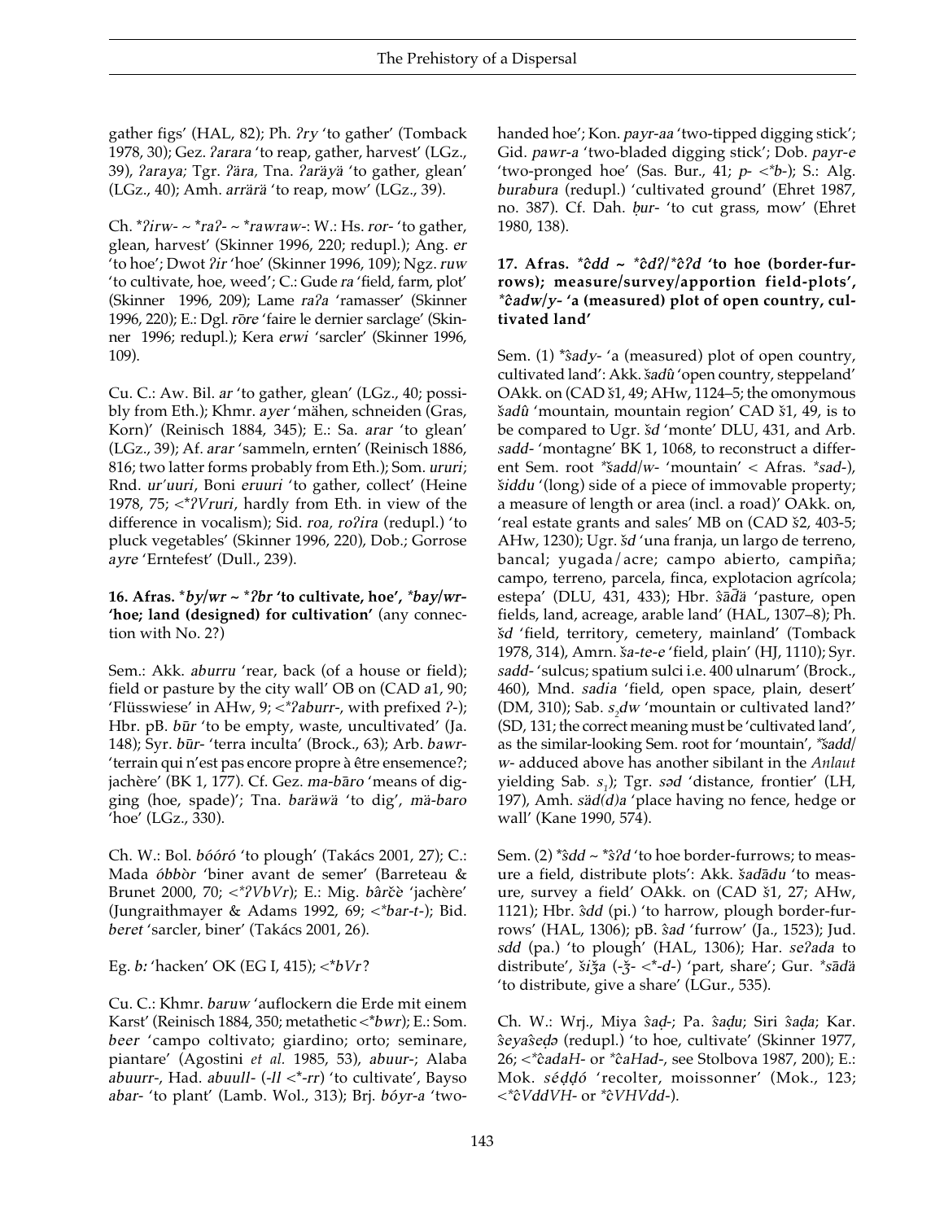gather figs' (HAL, 82); Ph. *ʔry* 'to gather' (Tomback 1978, 30); Gez. *ʔarara* 'to reap, gather, harvest' (LGz., 39), *ʔaraya*; Tgr. *ʔära*, Tna. *ʔaräyä* 'to gather, glean' (LGz., 40); Amh. *arrärä* 'to reap, mow' (LGz., 39).

Ch. **ʔirw-* ~ **raʔ-* ~ **rawraw-*: W.: Hs. *ror-* 'to gather, glean, harvest' (Skinner 1996, 220; redupl.); Ang. *er* 'to hoe'; Dwot *ʔir* 'hoe' (Skinner 1996, 109); Ngz. *ruw* 'to cultivate, hoe, weed'; C.: Gude *ra* 'field, farm, plot' (Skinner 1996, 209); Lame *raʔa* 'ramasser' (Skinner 1996, 220); E.: Dgl. *rōre* 'faire le dernier sarclage' (Skinner 1996; redupl.); Kera *erwi* 'sarcler' (Skinner 1996, 109).

Cu. C.: Aw. Bil. *ar* 'to gather, glean' (LGz., 40; possibly from Eth.); Khmr. *ayer* 'mähen, schneiden (Gras, Korn)' (Reinisch 1884, 345); E.: Sa. *arar* 'to glean' (LGz., 39); Af. *arar* 'sammeln, ernten' (Reinisch 1886, 816; two latter forms probably from Eth.); Som. *ururi*; Rnd. *ur'uuri*, Boni *eruuri* 'to gather, collect' (Heine 1978, 75; <**ʔVruri*, hardly from Eth. in view of the difference in vocalism); Sid. *roa*, *roʔira* (redupl.) 'to pluck vegetables' (Skinner 1996, 220), Dob.; Gorrose *ayre* 'Erntefest' (Dull., 239).

**16. Afras. \*by/wr ~ \*ʔbr 'to cultivate, hoe', \*bay/wr- 'hoe; land (designed) for cultivation'** (any connection with No. 2?)

Sem.: Akk. *aburru* 'rear, back (of a house or field); field or pasture by the city wall' OB on (CAD *a*1, 90; 'Flüsswiese' in AHw, 9; <**ʔaburr-*, with prefixed *ʔ*-); Hbr. pB. *būr* 'to be empty, waste, uncultivated' (Ja. 148); Syr. *būr-* 'terra inculta' (Brock., 63); Arb. *bawr-* 'terrain qui n'est pas encore propre à être ensemence?; jachère' (BK 1, 177). Cf. Gez. *ma-bāro* 'means of digging (hoe, spade)'; Tna. *baräwä* 'to dig', *mä-baro* 'hoe' (LGz., 330).

Ch. W.: Bol. *bóóró* 'to plough' (Takács 2001, 27); C.: Mada *óbbòr* 'biner avant de semer' (Barreteau & Brunet 2000, 70; <**ʔVbVr*); E.: Mig. *bârčè* 'jachère' (Jungraithmayer & Adams 1992, 69; <**bar-t-*); Bid. *beret* 'sarcler, biner' (Takács 2001, 26).

Eg. *bꜣ* 'hacken' OK (EG I, 415); <**bVr*?

Cu. C.: Khmr. *baruw* 'auflockern die Erde mit einem Karst' (Reinisch 1884, 350; metathetic <**bwr*); E.: Som. *beer* 'campo coltivato; giardino; orto; seminare, piantare' (Agostini *et al.* 1985, 53), *abuur-*; Alaba *abuurr-*, Had. *abuull-* (*-ll* <**-rr*) 'to cultivate', Bayso *abar-* 'to plant' (Lamb. Wol., 313); Brj. *bóyr-a* 'two-handed hoe'; Kon. *payr-aa* 'two-tipped digging stick'; Gid. *pawr-a* 'two-bladed digging stick'; Dob. *payr-e* 'two-pronged hoe' (Sas. Bur., 41; *p-* <**b-*); S.: Alg. *burabura* (redupl.) 'cultivated ground' (Ehret 1987, no. 387). Cf. Dah. *ḅur-* 'to cut grass, mow' (Ehret 1980, 138).

**17. Afras. \*ĉdd ~ \*ĉdʔ/\*ĉʔd 'to hoe (border-furrows); measure/survey/apportion field-plots', \*ĉadw/y- 'a (measured) plot of open country, cultivated land'**

Sem. (1) **ŝady-* 'a (measured) plot of open country, cultivated land': Akk. *šadû* 'open country, steppeland' OAkk. on (CAD š1, 49; AHw, 1124–5; the omonymous *šadû* 'mountain, mountain region' CAD š1, 49, is to be compared to Ugr. *šd* 'monte' DLU, 431, and Arb. *sadd-* 'montagne' BK 1, 1068, to reconstruct a different Sem. root *\*šadd/w-* 'mountain' < Afras. **sad-*), *šiddu* '(long) side of a piece of immovable property; a measure of length or area (incl. a road)' OAkk. on, 'real estate grants and sales' MB on (CAD š2, 403-5; AHw, 1230); Ugr. *šd* 'una franja, un largo de terreno, bancal; yugada/acre; campo abierto, campiña; campo, terreno, parcela, finca, explotacion agrícola; estepa' (DLU, 431, 433); Hbr. *ŝāḏä* 'pasture, open fields, land, acreage, arable land' (HAL, 1307–8); Ph. *šd* 'field, territory, cemetery, mainland' (Tomback 1978, 314), Amrn. *ša-te-e* 'field, plain' (HJ, 1110); Syr. *sadd-* 'sulcus; spatium sulci i.e. 400 ulnarum' (Brock., 460), Mnd. *sadia* 'field, open space, plain, desert' (DM, 310); Sab. *$s_2$dw* 'mountain or cultivated land?' (SD, 131; the correct meaning must be 'cultivated land', as the similar-looking Sem. root for 'mountain', *\*šadd/w-* adduced above has another sibilant in the *Anlaut* yielding Sab. *$s_1$*); Tgr. *səd* 'distance, frontier' (LH, 197), Amh. *säd(d)a* 'place having no fence, hedge or wall' (Kane 1990, 574).

Sem. (2) **ŝdd* ~ **ŝʔd* 'to hoe border-furrows; to measure a field, distribute plots': Akk. *šadādu* 'to measure, survey a field' OAkk. on (CAD š1, 27; AHw, 1121); Hbr. *ŝdd* (pi.) 'to harrow, plough border-furrows' (HAL, 1306); pB. *ŝad* 'furrow' (Ja., 1523); Jud. *sdd* (pa.) 'to plough' (HAL, 1306); Har. *seʔada* to distribute', *šiǯa* (*-ǯ-* <**-d-*) 'part, share'; Gur. **sādä* 'to distribute, give a share' (LGur., 535).

Ch. W.: Wrj., Miya *ŝaḍ-*; Pa. *ŝaḍu*; Siri *ŝaḍa*; Kar. *ŝeyaŝeḍə* (redupl.) 'to hoe, cultivate' (Skinner 1977, 26; <**ĉadaH-* or **ĉaHad-*, see Stolbova 1987, 200); E.: Mok. *séḍḍó* 'recolter, moissonner' (Mok., 123; <**ĉVddVH-* or **ĉVHVdd-*).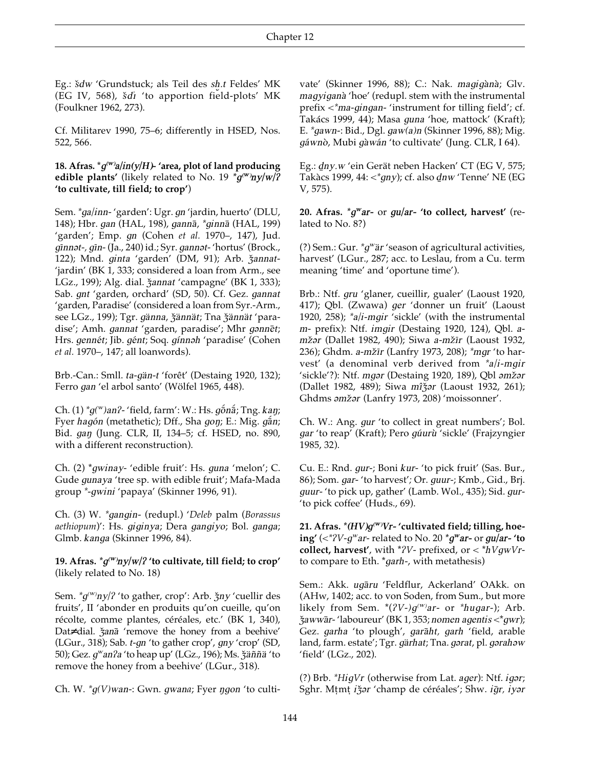Eg.: *šdw* 'Grundstuck; als Teil des *sḥ.t* Feldes' MK (EG IV, 568), *šdi* 'to apportion field-plots' MK (Foulkner 1962, 273).

Cf. Militarev 1990, 75–6; differently in HSED, Nos. 522, 566.

**18. Afras. \*g^(w)a/in(y/H)- 'area, plot of land producing edible plants'** (likely related to No. 19 **\*g^(w)ny/w/ʔ 'to cultivate, till field; to crop'**)

Sem. *\*ga/inn-* 'garden': Ugr. *gn* 'jardin, huerto' (DLU, 148); Hbr. *gan* (HAL, 198), *gannā*, *\*ginnā* (HAL, 199) 'garden'; Emp. *gn* (Cohen *et al.* 1970–, 147), Jud. *gīnnət-*, *gīn-* (Ja., 240) id.; Syr. *gannət-* 'hortus' (Brock., 122); Mnd. *ginta* 'garden' (DM, 91); Arb. *ǯannat-* 'jardin' (BK 1, 333; considered a loan from Arm., see LGz., 199); Alg. dial. *ǯannat* 'campagne' (BK 1, 333); Sab. *gnt* 'garden, orchard' (SD, 50). Cf. Gez. *gannat* 'garden, Paradise' (considered a loan from Syr.-Arm., see LGz., 199); Tgr. *gänna*, *ǯännät*; Tna *ǯännät* 'paradise'; Amh. *gannat* 'garden, paradise'; Mhr *gənnēt*; Hrs. *gennét*; Jib. *gént*; Soq. *gínnəh* 'paradise' (Cohen *et al.* 1970–, 147; all loanwords).

Brb.-Can.: Smll. *ta-gän-t* 'forêt' (Destaing 1920, 132); Ferro *gan* 'el arbol santo' (Wölfel 1965, 448).

Ch. (1) *\*g^(w)anʔ-* 'field, farm': W.: Hs. *gṓnā́*; Tng. *kaŋ*; Fyer *hagón* (metathetic); Dff., Sha *goŋ*; E.: Mig. *gā́n*; Bid. *gaŋ* (Jung. CLR, II, 134–5; cf. HSED, no. 890, with a different reconstruction).

Ch. (2) *\*gwinay-* 'edible fruit': Hs. *guna* 'melon'; C. Gude *gunaya* 'tree sp. with edible fruit'; Mafa-Mada group *\*-gwini* 'papaya' (Skinner 1996, 91).

Ch. (3) W. *\*gangin-* (redupl.) '*Deleb* palm (*Borassus aethiopum*)': Hs. *giginya*; Dera *gangiyo*; Bol. *ganga*; Glmb. *kanga* (Skinner 1996, 84).

**19. Afras. \*g^(w)ny/w/ʔ 'to cultivate, till field; to crop'** (likely related to No. 18)

Sem. *\*g^(w)ny/ʔ* 'to gather, crop': Arb. *ǯny* 'cuellir des fruits', II 'abonder en produits qu'on cueille, qu'on récolte, comme plantes, céréales, etc.' (BK 1, 340), Datॅdial. *ǯanā* 'remove the honey from a beehive' (LGur., 318); Sab. *t-gn* 'to gather crop', *gny* 'crop' (SD, 50); Gez. *gʷanʔa* 'to heap up' (LGz., 196); Ms. *ǯäññä* 'to remove the honey from a beehive' (LGur., 318).

Ch. W. *\*g(V)wan-*: Gwn. *gwana*; Fyer *ŋgon* 'to cultivate' (Skinner 1996, 88); C.: Nak. *magigànà*; Glv. *magyiganà* 'hoe' (redupl. stem with the instrumental prefix <*\*ma-gingan-* 'instrument for tilling field'; cf. Takács 1999, 44); Masa *guna* 'hoe, mattock' (Kraft); E. *\*gawn-*: Bid., Dgl. *gaw(a)n* (Skinner 1996, 88); Mig. *gáwnò*, Mubi *gàwán* 'to cultivate' (Jung. CLR, I 64).

Eg.: *ḏny.w* 'ein Gerät neben Hacken' CT (EG V, 575; Takàcs 1999, 44: <*\*gny*); cf. also *ḏnw* 'Tenne' NE (EG V, 575).

**20. Afras. \*gʷar- or gu/ar- 'to collect, harvest'** (related to No. 8?)

(?) Sem.: Gur. *\*gʷär* 'season of agricultural activities, harvest' (LGur., 287; acc. to Leslau, from a Cu. term meaning 'time' and 'oportune time').

Brb.: Ntf. *gru* 'glaner, cueillir, gualer' (Laoust 1920, 417); Qbl. (Zwawa) *ger* 'donner un fruit' (Laoust 1920, 258); *\*a/i-mgir* 'sickle' (with the instrumental *m-* prefix): Ntf. *imgir* (Destaing 1920, 124), Qbl. *a-mžər* (Dallet 1982, 490); Siwa *a-mžīr* (Laoust 1932, 236); Ghdm. *a-mžīr* (Lanfry 1973, 208); *\*mgr* 'to harvest' (a denominal verb derived from *\*a/i-mgir* 'sickle'?): Ntf. *mgər* (Destaing 1920, 189), Qbl *əmžər* (Dallet 1982, 489); Siwa *mîǯər* (Laoust 1932, 261); Ghdms *əmžər* (Lanfry 1973, 208) 'moissonner'.

Ch. W.: Ang. *gur* 'to collect in great numbers'; Bol. *gar* 'to reap' (Kraft); Pero *gúurù* 'sickle' (Frajzyngier 1985, 32).

Cu. E.: Rnd. *gur-*; Boni *kur-* 'to pick fruit' (Sas. Bur., 86); Som. *gar-* 'to harvest'; Or. *guur-*; Kmb., Gid., Brj. *guur-* 'to pick up, gather' (Lamb. Wol., 435); Sid. *gur-* 'to pick coffee' (Huds., 69).

**21. Afras. \*(HV)g^(w)Vr- 'cultivated field; tilling, hoeing'** (<*\*ʔV-gʷar-* related to No. 20 **\*gʷar- or gu/ar- 'to collect, harvest'**, with *\*ʔV-* prefixed, or < *\*hVgwVr-* to compare to Eth. *\*garh-*, with metathesis)

Sem.: Akk. *ugāru* 'Feldflur, Ackerland' OAkk. on (AHw, 1402; acc. to von Soden, from Sum., but more likely from Sem. *\*(ʔV-)g^(w)ar-* or *\*hugar-*); Arb. *ǯawwār-* 'laboureur' (BK 1, 353; *nomen agentis* <*\*gwr*); Gez. *garha* 'to plough', *garāht*, *garh* 'field, arable land, farm. estate'; Tgr. *gärhat*; Tna. *gərat*, pl. *gərahəw* 'field' (LGz., 202).

(?) Brb. *\*HigVr* (otherwise from Lat. *ager*): Ntf. *igər*; Sghr. Mṭmṭ *iǯər* 'champ de céréales'; Shw. *iğr*, *iyər*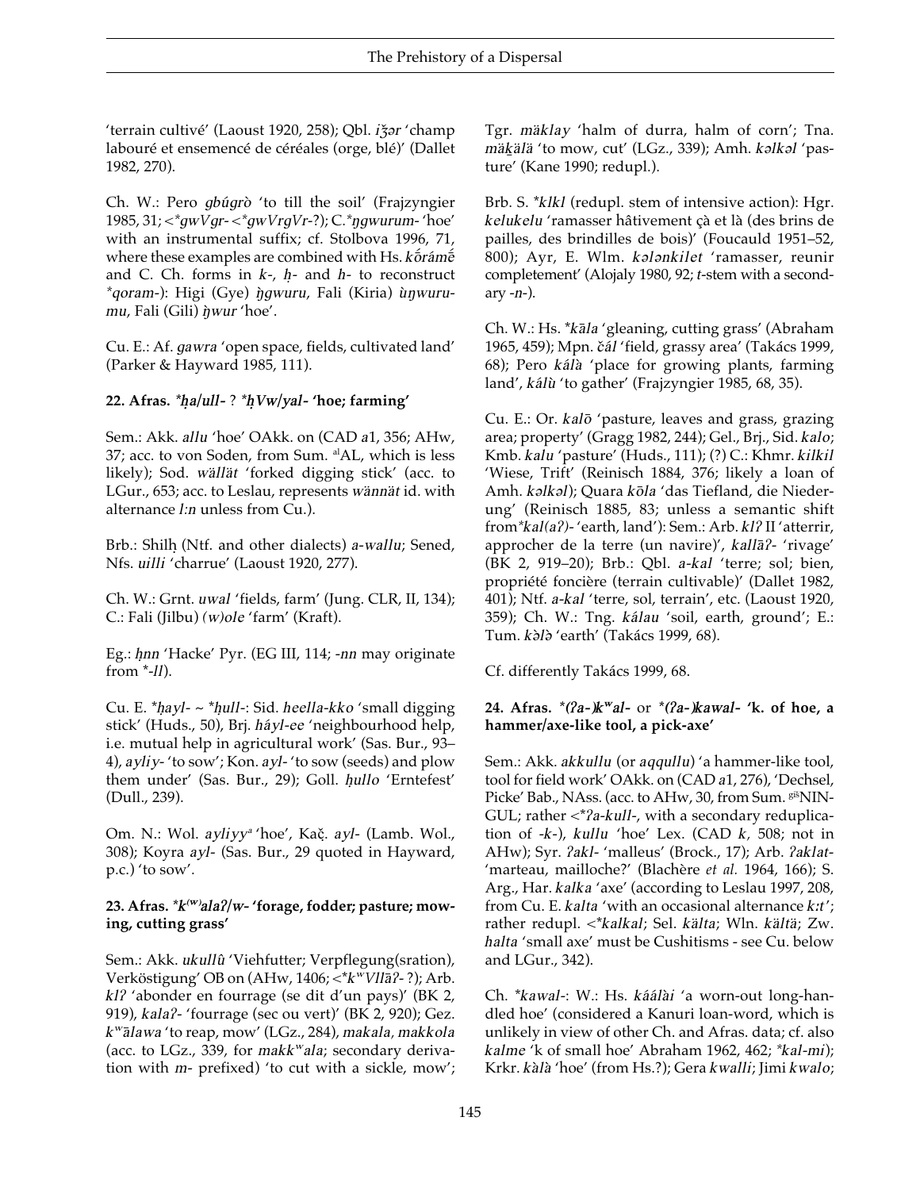'terrain cultivé' (Laoust 1920, 258); Qbl. *iǯər* 'champ labouré et ensemencé de céréales (orge, blé)' (Dallet 1982, 270).

Ch. W.: Pero *gbúgrò* 'to till the soil' (Frajzyngier 1985, 31; <**gwVgr-* <**gwVrgVr-*?); C.**ŋgwurum-* 'hoe' with an instrumental suffix; cf. Stolbova 1996, 71, where these examples are combined with Hs. *kṓrámḗ* and C. Ch. forms in *k-*, *ḥ-* and *h-* to reconstruct **qoram-*): Higi (Gye) *ŋ̀gwuru*, Fali (Kiria) *ùŋwurumu*, Fali (Gili) *ŋ̀wur* 'hoe'.

Cu. E.: Af. *gawra* 'open space, fields, cultivated land' (Parker & Hayward 1985, 111).

**22. Afras. *\*ḥa/ull-* ? *\*ḥVw/yal-* 'hoe; farming'**

Sem.: Akk. *allu* 'hoe' OAkk. on (CAD *a*1, 356; AHw, 37; acc. to von Soden, from Sum. [al]AL, which is less likely); Sod. *wällät* 'forked digging stick' (acc. to LGur., 653; acc. to Leslau, represents *wännät* id. with alternance *l:n* unless from Cu.).

Brb.: Shilḥ (Ntf. and other dialects) *a-wallu*; Sened, Nfs. *uilli* 'charrue' (Laoust 1920, 277).

Ch. W.: Grnt. *uwal* 'fields, farm' (Jung. CLR, II, 134); C.: Fali (Jilbu) *(w)ole* 'farm' (Kraft).

Eg.: *ḥnn* 'Hacke' Pyr. (EG III, 114; *-nn* may originate from **-ll*).

Cu. E. **ḥayl-* ~ **ḥull-*: Sid. *heella-kko* 'small digging stick' (Huds., 50), Brj. *háyl-ee* 'neighbourhood help, i.e. mutual help in agricultural work' (Sas. Bur., 93–4), *ayliy-* 'to sow'; Kon. *ayl-* 'to sow (seeds) and plow them under' (Sas. Bur., 29); Goll. *ḥullo* 'Erntefest' (Dull., 239).

Om. N.: Wol. *ayliyy*[a] 'hoe', Kač. *ayl-* (Lamb. Wol., 308); Koyra *ayl-* (Sas. Bur., 29 quoted in Hayward, p.c.) 'to sow'.

**23. Afras. *\*k^(w)alaʔ/w-* 'forage, fodder; pasture; mowing, cutting grass'**

Sem.: Akk. *ukullû* 'Viehfutter; Verpflegung(sration), Verköstigung' OB on (AHw, 1406; <**kʷVllāʔ-*?); Arb. *klʔ* 'abonder en fourrage (se dit d'un pays)' (BK 2, 919), *kalaʔ-* 'fourrage (sec ou vert)' (BK 2, 920); Gez. *kʷālawa* 'to reap, mow' (LGz., 284), *makala, makkola* (acc. to LGz., 339, for *makkʷala*; secondary derivation with *m-* prefixed) 'to cut with a sickle, mow'; Tgr. *mäklay* 'halm of durra, halm of corn'; Tna. *mäḵälä* 'to mow, cut' (LGz., 339); Amh. *kəlkəl* 'pasture' (Kane 1990; redupl.).

Brb. S. **klkl* (redupl. stem of intensive action): Hgr. *kelukelu* 'ramasser hâtivement çà et là (des brins de pailles, des brindilles de bois)' (Foucauld 1951–52, 800); Ayr, E. Wlm. *kələnkilet* 'ramasser, reunir completement' (Alojaly 1980, 92; *t*-stem with a secondary *-n-*).

Ch. W.: Hs. **kāla* 'gleaning, cutting grass' (Abraham 1965, 459); Mpn. *čál* 'field, grassy area' (Takács 1999, 68); Pero *kálà* 'place for growing plants, farming land', *kálù* 'to gather' (Frajzyngier 1985, 68, 35).

Cu. E.: Or. *kalō* 'pasture, leaves and grass, grazing area; property' (Gragg 1982, 244); Gel., Brj., Sid. *kalo*; Kmb. *kalu* 'pasture' (Huds., 111); (?) C.: Khmr. *kilkil* 'Wiese, Trift' (Reinisch 1884, 376; likely a loan of Amh. *kəlkəl*); Quara *kōla* 'das Tiefland, die Niederung' (Reinisch 1885, 83; unless a semantic shift from**kal(aʔ)-* 'earth, land'): Sem.: Arb. *klʔ* II 'atterrir, approcher de la terre (un navire)', *kallāʔ-* 'rivage' (BK 2, 919–20); Brb.: Qbl. *a-kal* 'terre; sol; bien, propriété foncière (terrain cultivable)' (Dallet 1982, 401); Ntf. *a-kal* 'terre, sol, terrain', etc. (Laoust 1920, 359); Ch. W.: Tng. *kálau* 'soil, earth, ground'; E.: Tum. *kə̀lə̀* 'earth' (Takács 1999, 68).

Cf. differently Takács 1999, 68.

**24. Afras. *\*(ʔa-)kʷal-* or *\*(ʔa-)kawal-* 'k. of hoe, a hammer/axe-like tool, a pick-axe'**

Sem.: Akk. *akkullu* (or *aqqullu*) 'a hammer-like tool, tool for field work' OAkk. on (CAD *a*1, 276), 'Dechsel, Picke' Bab., NAss. (acc. to AHw, 30, from Sum. [giš]NIN-GUL; rather <**ʔa-kull-*, with a secondary reduplication of *-k-*), *kullu* 'hoe' Lex. (CAD *k*, 508; not in AHw); Syr. *ʔakl-* 'malleus' (Brock., 17); Arb. *ʔaklat-* 'marteau, mailloche?' (Blachère *et al.* 1964, 166); S. Arg., Har. *kalka* 'axe' (according to Leslau 1997, 208, from Cu. E. *kalta* 'with an occasional alternance *k:t*'; rather redupl. <**kalkal*; Sel. *kälta*; Wln. *kältä*; Zw. *halta* 'small axe' must be Cushitisms - see Cu. below and LGur., 342).

Ch. **kawal-*: W.: Hs. *káálài* 'a worn-out long-handled hoe' (considered a Kanuri loan-word, which is unlikely in view of other Ch. and Afras. data; cf. also *kalme* 'k of small hoe' Abraham 1962, 462; **kal-mi*); Krkr. *kàlà* 'hoe' (from Hs.?); Gera *kwalli*; Jimi *kwalo*;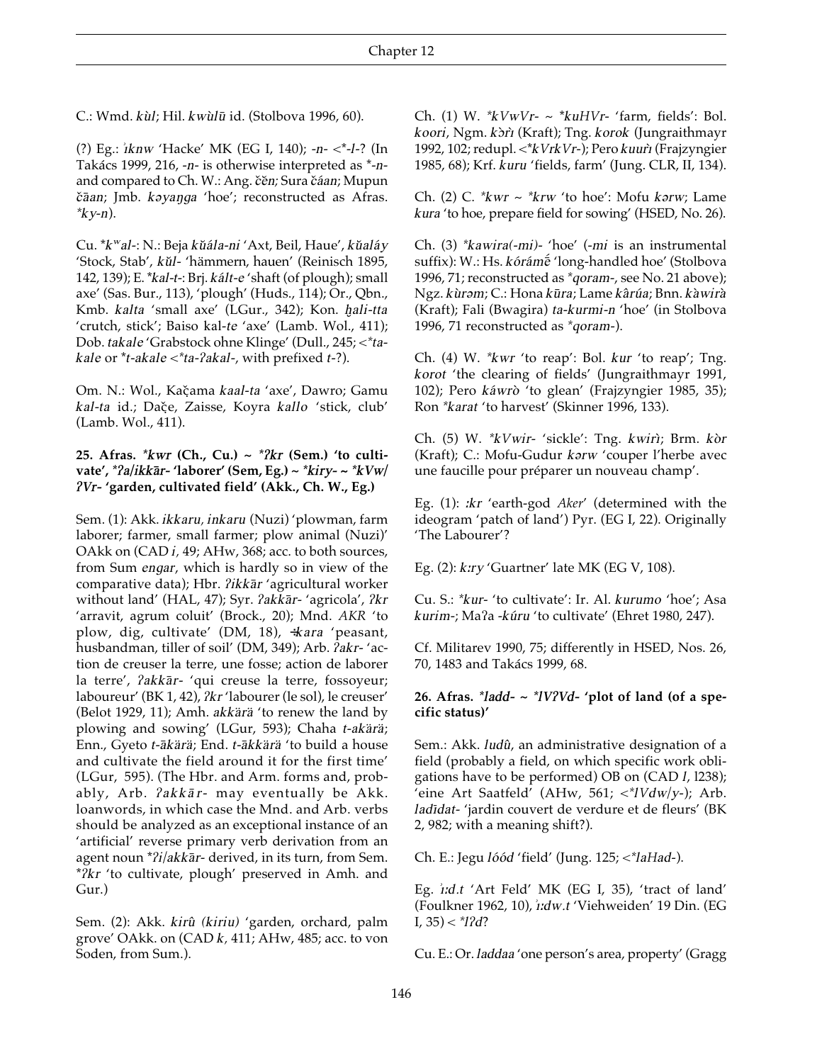C.: Wmd. *kùl*; Hil. *kwùlū* id. (Stolbova 1996, 60).

(?) Eg.: *ỉknw* 'Hacke' MK (EG I, 140); *-n-* <*-l-? (In Takács 1999, 216, *-n-* is otherwise interpreted as *-n- and compared to Ch. W.: Ang. *čĕn*; Sura *čáan*; Mupun *čāan*; Jmb. *kəyaŋga* 'hoe'; reconstructed as Afras. *ky-n).

Cu. *kʷal-: N.: Beja *kŭála-ni* 'Axt, Beil, Haue', *kŭaláy* 'Stock, Stab', *kŭl-* 'hämmern, hauen' (Reinisch 1895, 142, 139); E. *kal-t-: Brj. *kált-e* 'shaft (of plough); small axe' (Sas. Bur., 113), 'plough' (Huds., 114); Or., Qbn., Kmb. *kalta* 'small axe' (LGur., 342); Kon. *ḫali-tta* 'crutch, stick'; Baiso kal-*te* 'axe' (Lamb. Wol., 411); Dob. *takale* 'Grabstock ohne Klinge' (Dull., 245; <*ta-kale or *t-akale <*ta-ʔakal-, with prefixed *t*-?).

Om. N.: Wol., Kačama *kaal-ta* 'axe', Dawro; Gamu *kal-ta* id.; Dače, Zaisse, Koyra *kallo* 'stick, club' (Lamb. Wol., 411).

**25. Afras. *kwr (Ch., Cu.) ~ *ʔkr (Sem.) 'to cultivate', *ʔa/ikkār- 'laborer' (Sem, Eg.) ~ *kiry- ~ *kVw/ʔVr- 'garden, cultivated field' (Akk., Ch. W., Eg.)**

Sem. (1): Akk. *ikkaru, inkaru* (Nuzi) 'plowman, farm laborer; farmer, small farmer; plow animal (Nuzi)' OAkk on (CAD *i*, 49; AHw, 368; acc. to both sources, from Sum *engar*, which is hardly so in view of the comparative data); Hbr. *ʔikkār* 'agricultural worker without land' (HAL, 47); Syr. *ʔakkār-* 'agricola', *ʔkr* 'arravit, agrum coluit' (Brock., 20); Mnd. *AKR* 'to plow, dig, cultivate' (DM, 18), *ʾkara* 'peasant, husbandman, tiller of soil' (DM, 349); Arb. *ʔakr-* 'action de creuser la terre, une fosse; action de laborer la terre', *ʔakkār-* 'qui creuse la terre, fossoyeur; laboureur' (BK 1, 42), *ʔkr* 'labourer (le sol), le creuser' (Belot 1929, 11); Amh. *akkärä* 'to renew the land by plowing and sowing' (LGur, 593); Chaha *t-akärä*; Enn., Gyeto *t-ākärä*; End. *t-ākkärä* 'to build a house and cultivate the field around it for the first time' (LGur, 595). (The Hbr. and Arm. forms and, probably, Arb. *ʔakkār-* may eventually be Akk. loanwords, in which case the Mnd. and Arb. verbs should be analyzed as an exceptional instance of an 'artificial' reverse primary verb derivation from an agent noun *ʔi/akkār- derived, in its turn, from Sem. *ʔkr 'to cultivate, plough' preserved in Amh. and Gur.)

Sem. (2): Akk. *kirû (kiriu)* 'garden, orchard, palm grove' OAkk. on (CAD *k*, 411; AHw, 485; acc. to von Soden, from Sum.).

Ch. (1) W. *kVwVr- ~ *kuHVr- 'farm, fields': Bol. *koori*, Ngm. *kɔ̀rì* (Kraft); Tng. *korok* (Jungraithmayr 1992, 102; redupl. <*kVrkVr-); Pero *kuurì* (Frajzyngier 1985, 68); Krf. *kuru* 'fields, farm' (Jung. CLR, II, 134).

Ch. (2) C. *kwr ~ *krw 'to hoe': Mofu *kərw*; Lame *kura* 'to hoe, prepare field for sowing' (HSED, No. 26).

Ch. (3) *kawira(-mi)- 'hoe' (*-mi* is an instrumental suffix): W.: Hs. *kórámē̃* 'long-handled hoe' (Stolbova 1996, 71; reconstructed as *qoram-, see No. 21 above); Ngz. *kùrəm*; C.: Hona *kūra*; Lame *kârúa*; Bnn. *kàwirà* (Kraft); Fali (Bwagira) *ta-kurmi-n* 'hoe' (in Stolbova 1996, 71 reconstructed as *qoram-).

Ch. (4) W. *kwr 'to reap': Bol. *kur* 'to reap'; Tng. *korot* 'the clearing of fields' (Jungraithmayr 1991, 102); Pero *káwrò* 'to glean' (Frajzyngier 1985, 35); Ron *karat 'to harvest' (Skinner 1996, 133).

Ch. (5) W. *kVwir- 'sickle': Tng. *kwirì*; Brm. *kòr* (Kraft); C.: Mofu-Gudur *kərw* 'couper l'herbe avec une faucille pour préparer un nouveau champ'.

Eg. (1): *ꜣkr* 'earth-god *Aker*' (determined with the ideogram 'patch of land') Pyr. (EG I, 22). Originally 'The Labourer'?

Eg. (2): *kꜣry* 'Guartner' late MK (EG V, 108).

Cu. S.: *kur- 'to cultivate': Ir. Al. *kurumo* 'hoe'; Asa *kurim-*; Maʔa *-kúru* 'to cultivate' (Ehret 1980, 247).

Cf. Militarev 1990, 75; differently in HSED, Nos. 26, 70, 1483 and Takács 1999, 68.

**26. Afras. *ladd- ~ *lVʔVd- 'plot of land (of a specific status)'**

Sem.: Akk. *ludû*, an administrative designation of a field (probably a field, on which specific work obligations have to be performed) OB on (CAD *l*, l238); 'eine Art Saatfeld' (AHw, 561; <*lVdw/y-); Arb. *ladīdat-* 'jardin couvert de verdure et de fleurs' (BK 2, 982; with a meaning shift?).

Ch. E.: Jegu *lóód* 'field' (Jung. 125; <*laHad-).

Eg. *ỉꜣd.t* 'Art Feld' MK (EG I, 35), 'tract of land' (Foulkner 1962, 10), *ỉꜣdw.t* 'Viehweiden' 19 Din. (EG I, 35) < *lʔd?

Cu. E.: Or. *laddaa* 'one person's area, property' (Gragg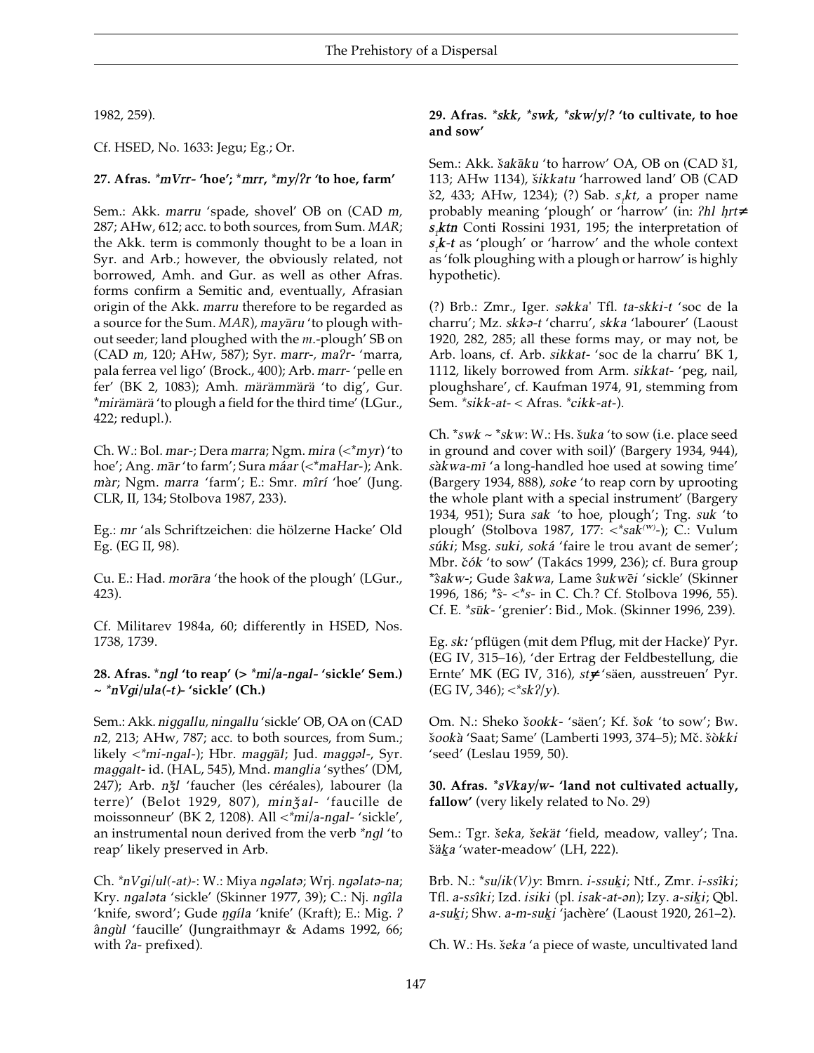1982, 259).

Cf. HSED, No. 1633: Jegu; Eg.; Or.

### 27. Afras. **mVrr-* 'hoe'; **mrr*, **my/ʔr* 'to hoe, farm'

Sem.: Akk. *marru* 'spade, shovel' OB on (CAD *m*, 287; AHw, 612; acc. to both sources, from Sum. *MAR*; the Akk. term is commonly thought to be a loan in Syr. and Arb.; however, the obviously related, not borrowed, Amh. and Gur. as well as other Afras. forms confirm a Semitic and, eventually, Afrasian origin of the Akk. *marru* therefore to be regarded as a source for the Sum. *MAR*), *mayāru* 'to plough without seeder; land ploughed with the *m*.-plough' SB on (CAD *m*, 120; AHw, 587); Syr. *marr-*, *maʔr-* 'marra, pala ferrea vel ligo' (Brock., 400); Arb. *marr-* 'pelle en fer' (BK 2, 1083); Amh. *märämmärä* 'to dig', Gur. **mirämärä* 'to plough a field for the third time' (LGur., 422; redupl.).

Ch. W.: Bol. *mar-*; Dera *marra*; Ngm. *mira* (<**myr*) 'to hoe'; Ang. *mār* 'to farm'; Sura *máar* (<**maHar-*); Ank. *màr*; Ngm. *marra* 'farm'; E.: Smr. *mîrí* 'hoe' (Jung. CLR, II, 134; Stolbova 1987, 233).

Eg.: *mr* 'als Schriftzeichen: die hölzerne Hacke' Old Eg. (EG II, 98).

Cu. E.: Had. *morāra* 'the hook of the plough' (LGur., 423).

Cf. Militarev 1984a, 60; differently in HSED, Nos. 1738, 1739.

### 28. Afras. **ngl* 'to reap' (> **mi/a-ngal-* 'sickle' Sem.) ~ **nVgi/ula(-t)-* 'sickle' (Ch.)

Sem.: Akk. *niggallu*, *ningallu* 'sickle' OB, OA on (CAD *n*2, 213; AHw, 787; acc. to both sources, from Sum.; likely <**mi-ngal-*); Hbr. *maggāl*; Jud. *maggəl-*, Syr. *maggalt-* id. (HAL, 545), Mnd. *manglia* 'sythes' (DM, 247); Arb. *nǯl* 'faucher (les céréales), labourer (la terre)' (Belot 1929, 807), *minǯal-* 'faucille de moissonneur' (BK 2, 1208). All <**mi/a-ngal-* 'sickle', an instrumental noun derived from the verb **ngl* 'to reap' likely preserved in Arb.

Ch. **nVgi/ul(-at)-*: W.: Miya *ngəlatə*; Wrj. *ngəlatə-na*; Kry. *ngalə̀ta* 'sickle' (Skinner 1977, 39); C.: Nj. *ngîla* 'knife, sword'; Gude *ŋgíla* 'knife' (Kraft); E.: Mig. *ʔ ângùl* 'faucille' (Jungraithmayr & Adams 1992, 66; with *ʔa-* prefixed).

### 29. Afras. **skk*, **swk*, **skw/y/ʔ* 'to cultivate, to hoe and sow'

Sem.: Akk. *šakāku* 'to harrow' OA, OB on (CAD š1, 113; AHw 1134), *šikkatu* 'harrowed land' OB (CAD š2, 433; AHw, 1234); (?) Sab. *$s_1$kt*, a proper name probably meaning 'plough' or 'harrow' (in: *ʔhl ḥrt≠ $s_1$ktn* Conti Rossini 1931, 195; the interpretation of *$s_1$k-t* as 'plough' or 'harrow' and the whole context as 'folk ploughing with a plough or harrow' is highly hypothetic).

(?) Brb.: Zmr., Iger. *səkka*' Tfl. *ta-skki-t* 'soc de la charru'; Mz. *skkə-t* 'charru', *skka* 'labourer' (Laoust 1920, 282, 285; all these forms may, or may not, be Arb. loans, cf. Arb. *sikkat-* 'soc de la charru' BK 1, 1112, likely borrowed from Arm. *sikkat-* 'peg, nail, ploughshare', cf. Kaufman 1974, 91, stemming from Sem. **sikk-at-* < Afras. **cikk-at-*).

Ch. **swk* ~ **skw*: W.: Hs. *šuka* 'to sow (i.e. place seed in ground and cover with soil)' (Bargery 1934, 944), *sàkwa-mī* 'a long-handled hoe used at sowing time' (Bargery 1934, 888), *soke* 'to reap corn by uprooting the whole plant with a special instrument' (Bargery 1934, 951); Sura *sak* 'to hoe, plough'; Tng. *suk* 'to plough' (Stolbova 1987, 177: <**sak$^{(w)}$-*); C.: Vulum *súki*; Msg. *suki*, *soká* 'faire le trou avant de semer'; Mbr. *čók* 'to sow' (Takács 1999, 236); cf. Bura group **ŝakw-*; Gude *ŝakwa*, Lame *ŝukwēi* 'sickle' (Skinner 1996, 186; **ŝ-* <**s-* in C. Ch.? Cf. Stolbova 1996, 55). Cf. E. **sūk-* 'grenier': Bid., Mok. (Skinner 1996, 239).

Eg. *sk:* 'pflügen (mit dem Pflug, mit der Hacke)' Pyr. (EG IV, 315–16), 'der Ertrag der Feldbestellung, die Ernte' MK (EG IV, 316), *st≠* 'säen, ausstreuen' Pyr. (EG IV, 346); <**skʔ/y*).

Om. N.: Sheko *šookk-* 'säen'; Kf. *šok* 'to sow'; Bw. *šookà* 'Saat; Same' (Lamberti 1993, 374–5); Mč. *šòkki* 'seed' (Leslau 1959, 50).

### 30. Afras. **sVkay/w-* 'land not cultivated actually, fallow' (very likely related to No. 29)

Sem.: Tgr. *šeka*, *šekät* 'field, meadow, valley'; Tna. *šäḵa* 'water-meadow' (LH, 222).

Brb. N.: **su/ik(V)y*: Bmrn. *i-ssuḵi*; Ntf., Zmr. *i-ssîki*; Tfl. *a-ssîki*; Izd. *isiki* (pl. *isak-at-ən*); Izy. *a-siḵi*; Qbl. *a-suḵi*; Shw. *a-m-suḵi* 'jachère' (Laoust 1920, 261–2).

Ch. W.: Hs. *šeka* 'a piece of waste, uncultivated land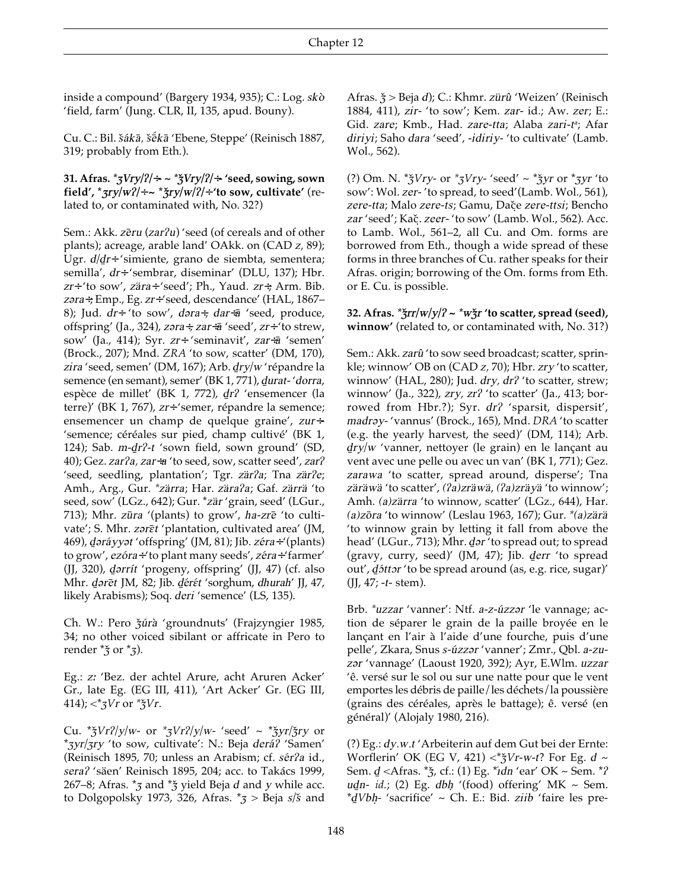inside a compound' (Bargery 1934, 935); C.: Log. *skò* 'field, farm' (Jung. CLR, II, 135, apud. Bouny).

Cu. C.: Bil. *šákā*, *šə̄kā* 'Ebene, Steppe' (Reinisch 1887, 319; probably from Eth.).

**31. Afras. \*ʒVry/ʔ/÷ ~ \*ǯVry/ʔ/÷ 'seed, sowing, sown field', \*ʒry/w/ʔ/÷~ \*ǯry/w/ʔ/÷'to sow, cultivate'** (related to, or contaminated with, No. 32?)

Sem.: Akk. *zēru* (*zarʔu*) 'seed (of cereals and of other plants); acreage, arable land' OAkk. on (CAD *z*, 89); Ugr. *d/ḏr÷*'simiente, grano de siembta, sementera; semilla', *dr÷*'sembrar, diseminar' (DLU, 137); Hbr. *zr÷*'to sow', *zära÷*'seed'; Ph., Yaud. *zr÷*; Arm. Bib. *zəra÷*; Emp., Eg. *zr÷*'seed, descendance' (HAL, 1867–8); Jud. *dr÷* 'to sow', *dəra÷*, *dar÷ā* 'seed, produce, offspring' (Ja., 324), *zəra÷*, *zar÷ā* 'seed', *zr÷*'to strew, sow' (Ja., 414); Syr. *zr÷* 'seminavit', *zar÷ā* 'semen' (Brock., 207); Mnd. *ZRA* 'to sow, scatter' (DM, 170), *zira* 'seed, semen' (DM, 167); Arb. *ḏry/w* 'répandre la semence (en semant), semer' (BK 1, 771), *ḏurat-* '*dorra*, espèce de millet' (BK 1, 772), *ḏrʔ* 'ensemencer (la terre)' (BK 1, 767), *zr÷*'semer, répandre la semence; ensemencer un champ de quelque graine', *zur÷* 'semence; céréales sur pied, champ cultivé' (BK 1, 124); Sab. *m-ḏrʔ-t* 'sown field, sown ground' (SD, 40); Gez. *zarʔa*, *zar÷a* 'to seed, sow, scatter seed', *zarʔ* 'seed, seedling, plantation'; Tgr. *zärʔa*; Tna *zärʔe*; Amh., Arg., Gur. *\*zärra*; Har. *zäraʔa*; Gaf. *zärrä* 'to seed, sow' (LGz., 642); Gur. *\*zär* 'grain, seed' (LGur., 713); Mhr. *zūra* '(plants) to grow', *ha-zrē* 'to cultivate'; S. Mhr. *zərēt* 'plantation, cultivated area' (JM, 469), *ḏəráyyət* 'offspring' (JM, 81); Jib. *zéra÷*'(plants) to grow', *ezóra÷*'to plant many seeds', *zéra÷*'farmer' (JJ, 320), *ḏərrít* 'progeny, offspring' (JJ, 47) (cf. also Mhr. *ḏərēt* JM, 82; Jib. *ḏérét* 'sorghum, *dhurah*' JJ, 47, likely Arabisms); Soq. *deri* 'semence' (LS, 135).

Ch. W.: Pero *ǯúrà* 'groundnuts' (Frajzyngier 1985, 34; no other voiced sibilant or affricate in Pero to render *\*ǯ* or *\*ʒ*).

Eg.: *z:* 'Bez. der achtel Arure, acht Aruren Acker' Gr., late Eg. (EG III, 411), 'Art Acker' Gr. (EG III, 414); <*\*ʒVr* or *\*ǯVr*.

Cu. *\*ǯVrʔ/y/w-* or *\*ʒVrʔ/y/w-* 'seed' ~ *\*ǯyr/ǯry* or *\*ʒyr/ʒry* 'to sow, cultivate': N.: Beja *deráʔ* 'Samen' (Reinisch 1895, 70; unless an Arabism; cf. *sérʔa* id., *seraʔ* 'säen' Reinisch 1895, 204; acc. to Takács 1999, 267–8; Afras. *\*ʒ* and *\*ǯ* yield Beja *d* and *y* while acc. to Dolgopolsky 1973, 326, Afras. *\*ʒ* > Beja *s/š* and Afras. *ǯ* > Beja *d*); C.: Khmr. *zürû* 'Weizen' (Reinisch 1884, 411), *zir-* 'to sow'; Kem. *zar-* id.; Aw. *zer*; E.: Gid. *zare*; Kmb., Had. *zare-tta*; Alaba *zari-t*[a]; Afar *diriyi*; Saho *dara* 'seed', *-idiriy-* 'to cultivate' (Lamb. Wol., 562).

(?) Om. N. *\*ǯVry-* or *\*ʒVry-* 'seed' ~ *\*ǯyr* or *\*ʒyr* 'to sow': Wol. *zer-* 'to spread, to seed'(Lamb. Wol., 561), *zere-tta*; Malo *zere-ts*; Gamu, Dače *zere-ttsi*; Bencho *zar* 'seed'; Kač. *zeer-* 'to sow' (Lamb. Wol., 562). Acc. to Lamb. Wol., 561–2, all Cu. and Om. forms are borrowed from Eth., though a wide spread of these forms in three branches of Cu. rather speaks for their Afras. origin; borrowing of the Om. forms from Eth. or E. Cu. is possible.

**32. Afras. \*ǯrr/w/y/ʔ ~ \*wǯr 'to scatter, spread (seed), winnow'** (related to, or contaminated with, No. 31?)

Sem.: Akk. *zarû* 'to sow seed broadcast; scatter, sprinkle; winnow' OB on (CAD *z*, 70); Hbr. *zry* 'to scatter, winnow' (HAL, 280); Jud. *dry*, *drʔ* 'to scatter, strew; winnow' (Ja., 322), *zry*, *zrʔ* 'to scatter' (Ja., 413; borrowed from Hbr.?); Syr. *drʔ* 'sparsit, dispersit', *madrəy-* 'vannus' (Brock., 165), Mnd. *DRA* 'to scatter (e.g. the yearly harvest, the seed)' (DM, 114); Arb. *ḏry/w* 'vanner, nettoyer (le grain) en le lançant au vent avec une pelle ou avec un van' (BK 1, 771); Gez. *zarawa* 'to scatter, spread around, disperse'; Tna *zäräwä* 'to scatter', *(ʔa)zräwä*, *(ʔa)zräyä* 'to winnow'; Amh. *(a)zärra* 'to winnow, scatter' (LGz., 644), Har. *(a)zōra* 'to winnow' (Leslau 1963, 167); Gur. *\*(a)zärä* 'to winnow grain by letting it fall from above the head' (LGur., 713); Mhr. *ḏər* 'to spread out; to spread (gravy, curry, seed)' (JM, 47); Jib. *ḏerr* 'to spread out', *ḏɔ́ttər* 'to be spread around (as, e.g. rice, sugar)' (JJ, 47; *-t-* stem).

Brb. *\*uzzar* 'vanner': Ntf. *a-z-úzzər* 'le vannage; action de séparer le grain de la paille broyée en le lançant en l'air à l'aide d'une fourche, puis d'une pelle', Zkara, Snus *s-úzzər* 'vanner'; Zmr., Qbl. *a-zuzər* 'vannage' (Laoust 1920, 392); Ayr, E.Wlm. *uzzar* 'ê. versé sur le sol ou sur une natte pour que le vent emportes les débris de paille/les déchets/la poussière (grains des céréales, après le battage); ê. versé (en général)' (Alojaly 1980, 216).

(?) Eg.: *dy.w.t* 'Arbeiterin auf dem Gut bei der Ernte: Worflerin' OK (EG V, 421) <*\*ǯVr-w-t*? For Eg. *d* ~ Sem. *ḏ* <Afras. *\*ǯ*, cf.: (1) Eg. *\*ıdn* 'ear' OK ~ Sem. *\*ʔ uḏn- id.*; (2) Eg. *dbḥ* '(food) offering' MK ~ Sem. *\*ḏVbḥ-* 'sacrifice' ~ Ch. E.: Bid. *ziib* 'faire les pre-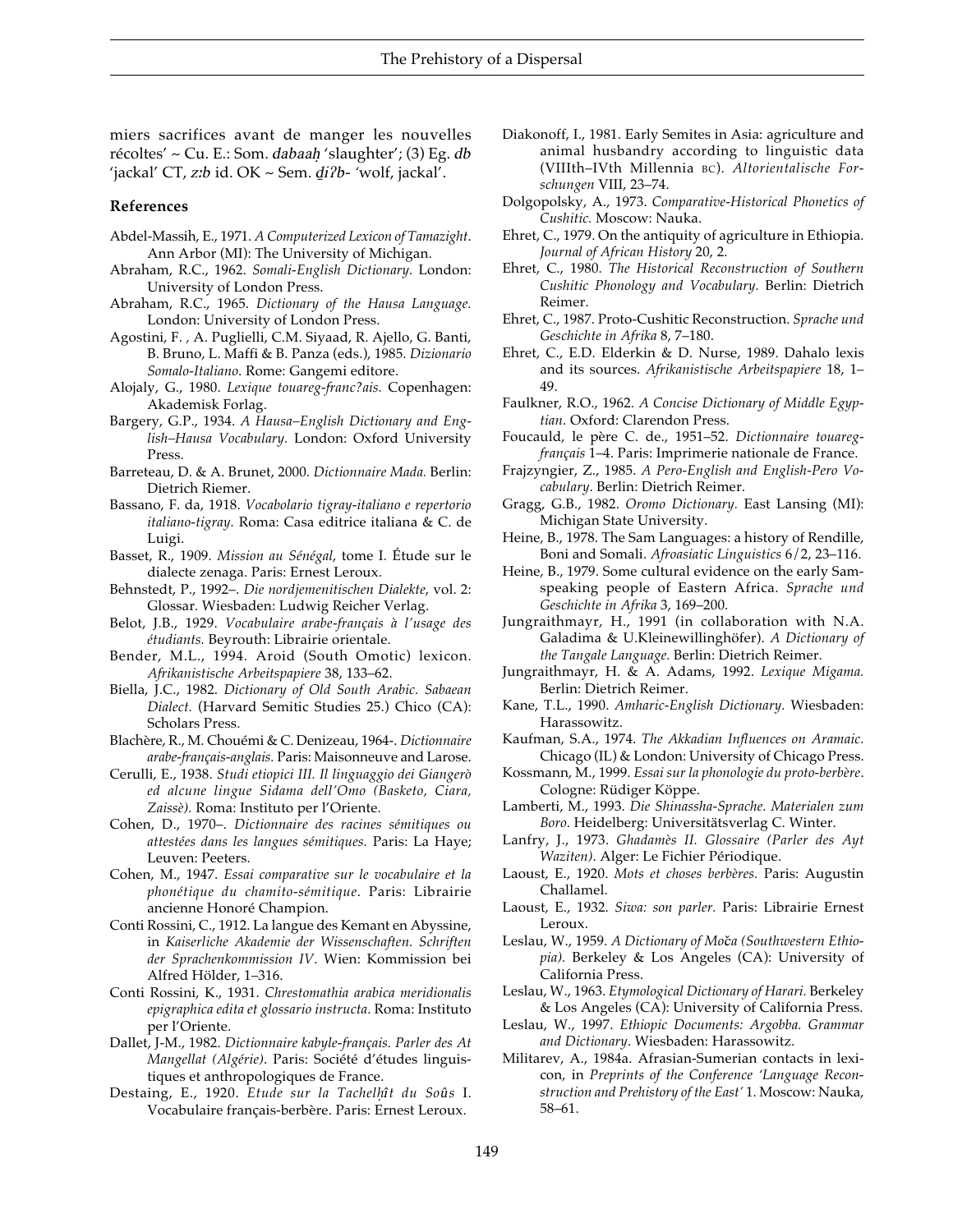miers sacrifices avant de manger les nouvelles récoltes' ~ Cu. E.: Som. *dabaaḥ* 'slaughter'; (3) Eg. *db* 'jackal' CT, *z:b* id. OK ~ Sem. *ḏiʔb-* 'wolf, jackal'.

### References

Abdel-Massih, E., 1971. *A Computerized Lexicon of Tamazight*. Ann Arbor (MI): The University of Michigan.

Abraham, R.C., 1962. *Somali-English Dictionary*. London: University of London Press.

Abraham, R.C., 1965. *Dictionary of the Hausa Language.* London: University of London Press.

Agostini, F. , A. Puglielli, C.M. Siyaad, R. Ajello, G. Banti, B. Bruno, L. Maffi & B. Panza (eds.), 1985. *Dizionario Somalo-Italiano*. Rome: Gangemi editore.

Alojaly, G., 1980. *Lexique touareg-franc?ais.* Copenhagen: Akademisk Forlag.

Bargery, G.P., 1934. *A Hausa–English Dictionary and English–Hausa Vocabulary*. London: Oxford University Press.

Barreteau, D. & A. Brunet, 2000. *Dictionnaire Mada.* Berlin: Dietrich Riemer.

Bassano, F. da, 1918. *Vocabolario tigray-italiano e repertorio italiano-tigray.* Roma: Casa editrice italiana & C. de Luigi.

Basset, R., 1909. *Mission au Sénégal*, tome I. Étude sur le dialecte zenaga. Paris: Ernest Leroux.

Behnstedt, P., 1992–. *Die nordjemenitischen Dialekte*, vol. 2: Glossar. Wiesbaden: Ludwig Reicher Verlag.

Belot, J.B., 1929. *Vocabulaire arabe-français à l'usage des étudiants.* Beyrouth: Librairie orientale.

Bender, M.L., 1994. Aroid (South Omotic) lexicon. *Afrikanistische Arbeitspapiere* 38, 133–62.

Biella, J.C., 1982. *Dictionary of Old South Arabic. Sabaean Dialect.* (Harvard Semitic Studies 25.) Chico (CA): Scholars Press.

Blachère, R., M. Chouémi & C. Denizeau, 1964-. *Dictionnaire arabe-français-anglais.* Paris: Maisonneuve and Larose.

Cerulli, E., 1938. *Studi etiopici III. Il linguaggio dei Giangerò ed alcune lingue Sidama dell'Omo (Basketo, Ciara, Zaissè).* Roma: Instituto per l'Oriente.

Cohen, D., 1970–. *Dictionnaire des racines sémitiques ou attestées dans les langues sémitiques.* Paris: La Haye; Leuven: Peeters.

Cohen, M., 1947. *Essai comparative sur le vocabulaire et la phonétique du chamito-sémitique*. Paris: Librairie ancienne Honoré Champion.

Conti Rossini, C., 1912. La langue des Kemant en Abyssine, in *Kaiserliche Akademie der Wissenschaften. Schriften der Sprachenkommission IV*. Wien: Kommission bei Alfred Hölder, 1–316.

Conti Rossini, K., 1931. *Chrestomathia arabica meridionalis epigraphica edita et glossario instructa*. Roma: Instituto per l'Oriente.

Dallet, J-M., 1982. *Dictionnaire kabyle-français. Parler des At Mangellat (Algérie)*. Paris: Société d'études linguistiques et anthropologiques de France.

Destaing, E., 1920. *Etude sur la Tachelḥît du Soûs* I. Vocabulaire français-berbère. Paris: Ernest Leroux.

Diakonoff, I., 1981. Early Semites in Asia: agriculture and animal husbandry according to linguistic data (VIIIth–IVth Millennia BC). *Altorientalische Forschungen* VIII, 23–74.

Dolgopolsky, A., 1973. *Comparative-Historical Phonetics of Cushitic.* Moscow: Nauka.

Ehret, C., 1979. On the antiquity of agriculture in Ethiopia. *Journal of African History* 20, 2.

Ehret, C., 1980. *The Historical Reconstruction of Southern Cushitic Phonology and Vocabulary.* Berlin: Dietrich Reimer.

Ehret, C., 1987. Proto-Cushitic Reconstruction. *Sprache und Geschichte in Afrika* 8, 7–180.

Ehret, C., E.D. Elderkin & D. Nurse, 1989. Dahalo lexis and its sources. *Afrikanistische Arbeitspapiere* 18, 1–49.

Faulkner, R.O., 1962. *A Concise Dictionary of Middle Egyptian*. Oxford: Clarendon Press.

Foucauld, le père C. de., 1951–52. *Dictionnaire touareg-français* 1–4. Paris: Imprimerie nationale de France.

Frajzyngier, Z., 1985. *A Pero-English and English-Pero Vocabulary*. Berlin: Dietrich Reimer.

Gragg, G.B., 1982. *Oromo Dictionary.* East Lansing (MI): Michigan State University.

Heine, B., 1978. The Sam Languages: a history of Rendille, Boni and Somali. *Afroasiatic Linguistics* 6/2, 23–116.

Heine, B., 1979. Some cultural evidence on the early Sam-speaking people of Eastern Africa. *Sprache und Geschichte in Afrika* 3, 169–200.

Jungraithmayr, H., 1991 (in collaboration with N.A. Galadima & U.Kleinewillinghöfer). *A Dictionary of the Tangale Language.* Berlin: Dietrich Reimer.

Jungraithmayr, H. & A. Adams, 1992. *Lexique Migama.* Berlin: Dietrich Reimer.

Kane, T.L., 1990. *Amharic-English Dictionary.* Wiesbaden: Harassowitz.

Kaufman, S.A., 1974. *The Akkadian Influences on Aramaic.* Chicago (IL) & London: University of Chicago Press.

Kossmann, M., 1999. *Essai sur la phonologie du proto-berbère*. Cologne: Rüdiger Köppe.

Lamberti, M., 1993. *Die Shinassha-Sprache. Materialen zum Boro.* Heidelberg: Universitätsverlag C. Winter.

Lanfry, J., 1973. *Ghadamès II. Glossaire (Parler des Ayt Waziten)*. Alger: Le Fichier Périodique.

Laoust, E., 1920. *Mots et choses berbères.* Paris: Augustin Challamel.

Laoust, E., 1932. *Siwa: son parler.* Paris: Librairie Ernest Leroux.

Leslau, W., 1959. *A Dictionary of Moča (Southwestern Ethiopia).* Berkeley & Los Angeles (CA): University of California Press.

Leslau, W., 1963. *Etymological Dictionary of Harari.* Berkeley & Los Angeles (CA): University of California Press.

Leslau, W., 1997. *Ethiopic Documents: Argobba. Grammar and Dictionary*. Wiesbaden: Harassowitz.

Militarev, A., 1984a. Afrasian-Sumerian contacts in lexicon, in *Preprints of the Conference 'Language Reconstruction and Prehistory of the East'* 1. Moscow: Nauka, 58–61.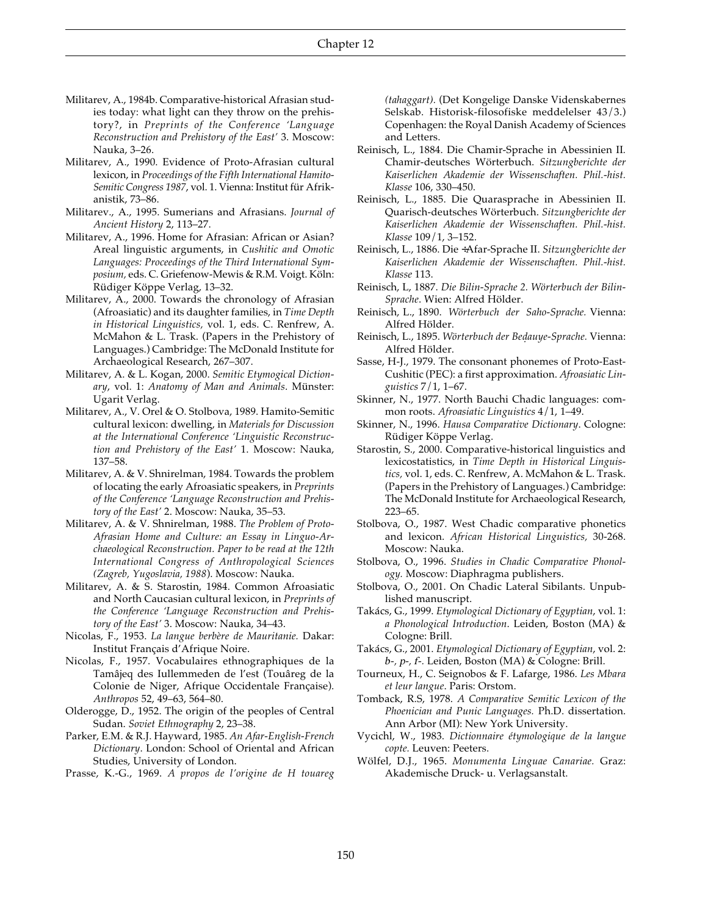Militarev, A., 1984b. Comparative-historical Afrasian studies today: what light can they throw on the prehistory?, in *Preprints of the Conference 'Language Reconstruction and Prehistory of the East'* 3. Moscow: Nauka, 3–26.

Militarev, A., 1990. Evidence of Proto-Afrasian cultural lexicon, in *Proceedings of the Fifth International Hamito-Semitic Congress 1987*, vol. 1. Vienna: Institut für Afrikanistik, 73–86.

Militarev., A., 1995. Sumerians and Afrasians. *Journal of Ancient History* 2, 113–27.

Militarev, A., 1996. Home for Afrasian: African or Asian? Areal linguistic arguments, in *Cushitic and Omotic Languages: Proceedings of the Third International Symposium*, eds. C. Griefenow-Mewis & R.M. Voigt. Köln: Rüdiger Köppe Verlag, 13–32.

Militarev, A., 2000. Towards the chronology of Afrasian (Afroasiatic) and its daughter families, in *Time Depth in Historical Linguistics*, vol. 1, eds. C. Renfrew, A. McMahon & L. Trask. (Papers in the Prehistory of Languages.) Cambridge: The McDonald Institute for Archaeological Research, 267–307.

Militarev, A. & L. Kogan, 2000. *Semitic Etymogical Dictionary*, vol. 1: *Anatomy of Man and Animals*. Münster: Ugarit Verlag.

Militarev, A., V. Orel & O. Stolbova, 1989. Hamito-Semitic cultural lexicon: dwelling, in *Materials for Discussion at the International Conference 'Linguistic Reconstruction and Prehistory of the East'* 1. Moscow: Nauka, 137–58.

Militarev, A. & V. Shnirelman, 1984. Towards the problem of locating the early Afroasiatic speakers, in *Preprints of the Conference 'Language Reconstruction and Prehistory of the East'* 2. Moscow: Nauka, 35–53.

Militarev, A. & V. Shnirelman, 1988. *The Problem of Proto-Afrasian Home and Culture: an Essay in Linguo-Archaeological Reconstruction. Paper to be read at the 12th International Congress of Anthropological Sciences (Zagreb, Yugoslavia, 1988)*. Moscow: Nauka.

Militarev, A. & S. Starostin, 1984. Common Afroasiatic and North Caucasian cultural lexicon, in *Preprints of the Conference 'Language Reconstruction and Prehistory of the East'* 3. Moscow: Nauka, 34–43.

Nicolas, F., 1953. *La langue berbère de Mauritanie.* Dakar: Institut Français d'Afrique Noire.

Nicolas, F., 1957. Vocabulaires ethnographiques de la Tamâjeq des Iullemmeden de l'est (Touâreg de la Colonie de Niger, Afrique Occidentale Française). *Anthropos* 52, 49–63, 564–80.

Olderogge, D., 1952. The origin of the peoples of Central Sudan. *Soviet Ethnography* 2, 23–38.

Parker, E.M. & R.J. Hayward, 1985. *An Afar-English-French Dictionary*. London: School of Oriental and African Studies, University of London.

Prasse, K.-G., 1969. *A propos de l'origine de H touareg (tahaggart)*. (Det Kongelige Danske Videnskabernes Selskab. Historisk-filosofiske meddelelser 43/3.) Copenhagen: the Royal Danish Academy of Sciences and Letters.

Reinisch, L., 1884. Die Chamir-Sprache in Abessinien II. Chamir-deutsches Wörterbuch. *Sitzungberichte der Kaiserlichen Akademie der Wissenschaften. Phil.-hist. Klasse* 106, 330–450.

Reinisch, L., 1885. Die Quarasprache in Abessinien II. Quarisch-deutsches Wörterbuch. *Sitzungberichte der Kaiserlichen Akademie der Wissenschaften. Phil.-hist. Klasse* 109/1, 3–152.

Reinisch, L., 1886. Die ꞊Afar-Sprache II. *Sitzungberichte der Kaiserlichen Akademie der Wissenschaften. Phil.-hist. Klasse* 113.

Reinisch, L, 1887. *Die Bilin-Sprache 2. Wörterbuch der Bilin-Sprache*. Wien: Alfred Hölder.

Reinisch, L., 1890. *Wörterbuch der Saho-Sprache.* Vienna: Alfred Hölder.

Reinisch, L., 1895. *Wörterbuch der Beḍauye-Sprache.* Vienna: Alfred Hölder.

Sasse, H-J., 1979. The consonant phonemes of Proto-East-Cushitic (PEC): a first approximation. *Afroasiatic Linguistics* 7/1, 1–67.

Skinner, N., 1977. North Bauchi Chadic languages: common roots. *Afroasiatic Linguistics* 4/1, 1–49.

Skinner, N., 1996. *Hausa Comparative Dictionary*. Cologne: Rüdiger Köppe Verlag.

Starostin, S., 2000. Comparative-historical linguistics and lexicostatistics, in *Time Depth in Historical Linguistics*, vol. 1, eds. C. Renfrew, A. McMahon & L. Trask. (Papers in the Prehistory of Languages.) Cambridge: The McDonald Institute for Archaeological Research, 223–65.

Stolbova, O., 1987. West Chadic comparative phonetics and lexicon. *African Historical Linguistics*, 30-268. Moscow: Nauka.

Stolbova, O., 1996. *Studies in Chadic Comparative Phonology.* Moscow: Diaphragma publishers.

Stolbova, O., 2001. On Chadic Lateral Sibilants. Unpublished manuscript.

Takács, G., 1999. *Etymological Dictionary of Egyptian*, vol. 1: *a Phonological Introduction*. Leiden, Boston (MA) & Cologne: Brill.

Takács, G., 2001. *Etymological Dictionary of Egyptian*, vol. 2: *b-, p-, f-*. Leiden, Boston (MA) & Cologne: Brill.

Tourneux, H., C. Seignobos & F. Lafarge, 1986. *Les Mbara et leur langue*. Paris: Orstom.

Tomback, R.S, 1978. *A Comparative Semitic Lexicon of the Phoenician and Punic Languages.* Ph.D. dissertation. Ann Arbor (MI): New York University.

Vycichl, W., 1983. *Dictionnaire étymologique de la langue copte.* Leuven: Peeters.

Wölfel, D.J., 1965. *Monumenta Linguae Canariae.* Graz: Akademische Druck- u. Verlagsanstalt.